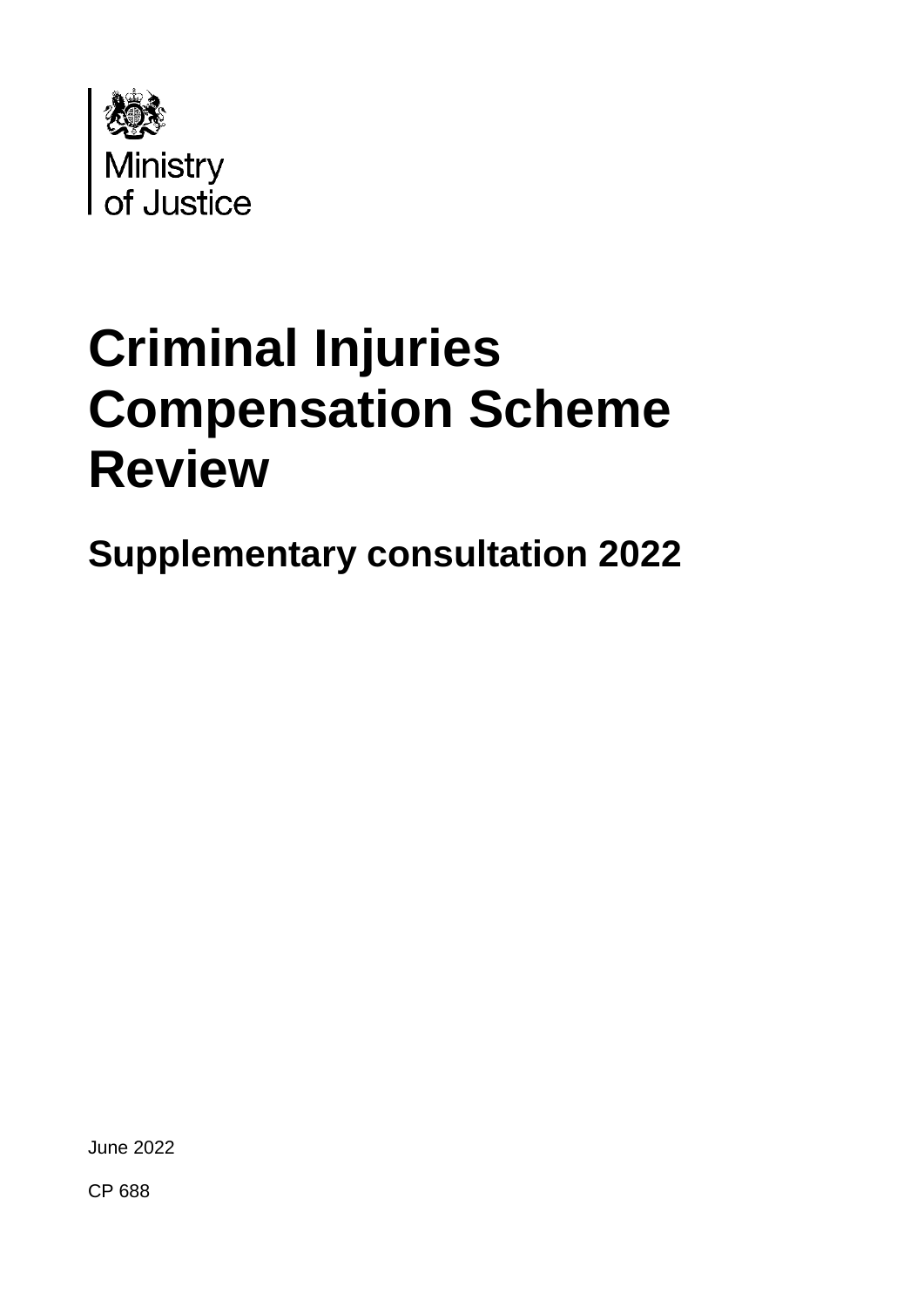Ministry of Justice

# Criminal Injuries Compensation Scheme Review

## Supplementary consultation 2022

June 2022

CP 688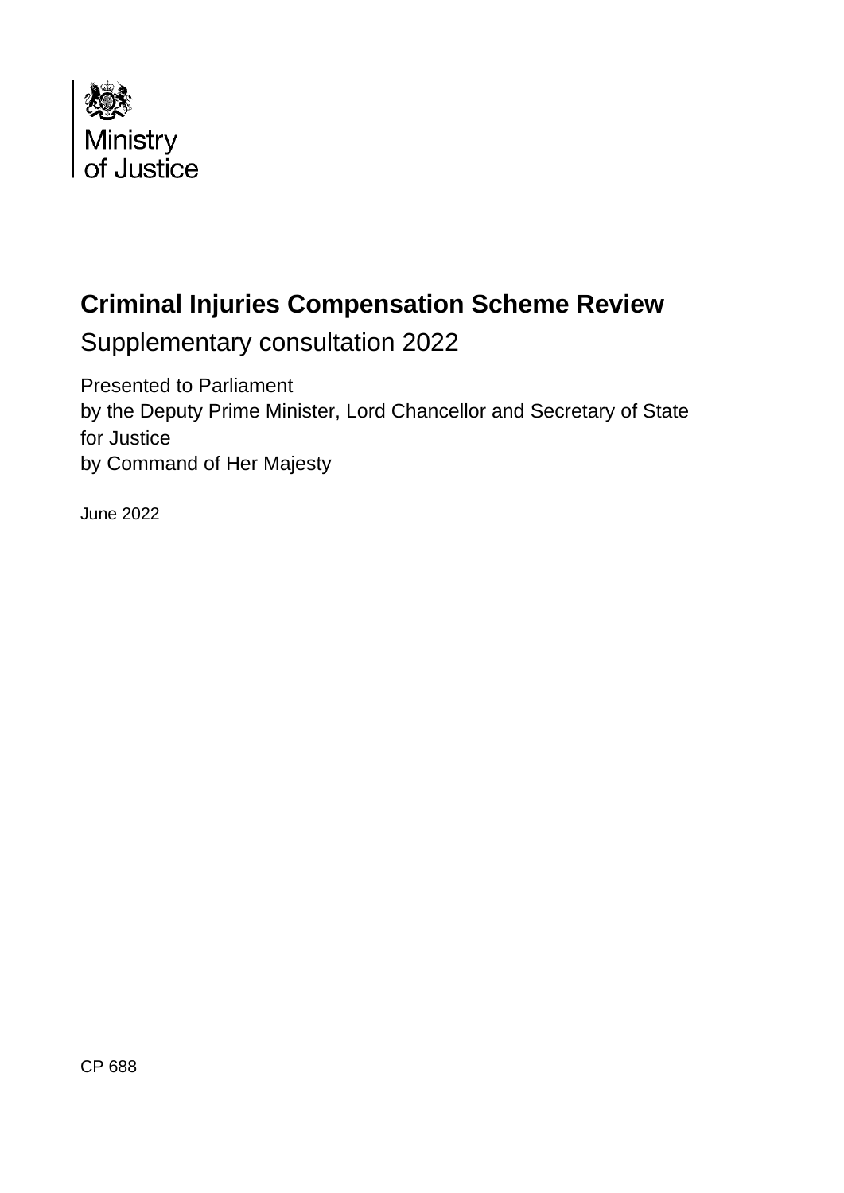Ministry of Justice

# Criminal Injuries Compensation Scheme Review

## Supplementary consultation 2022

Presented to Parliament
by the Deputy Prime Minister, Lord Chancellor and Secretary of State for Justice
by Command of Her Majesty

June 2022

CP 688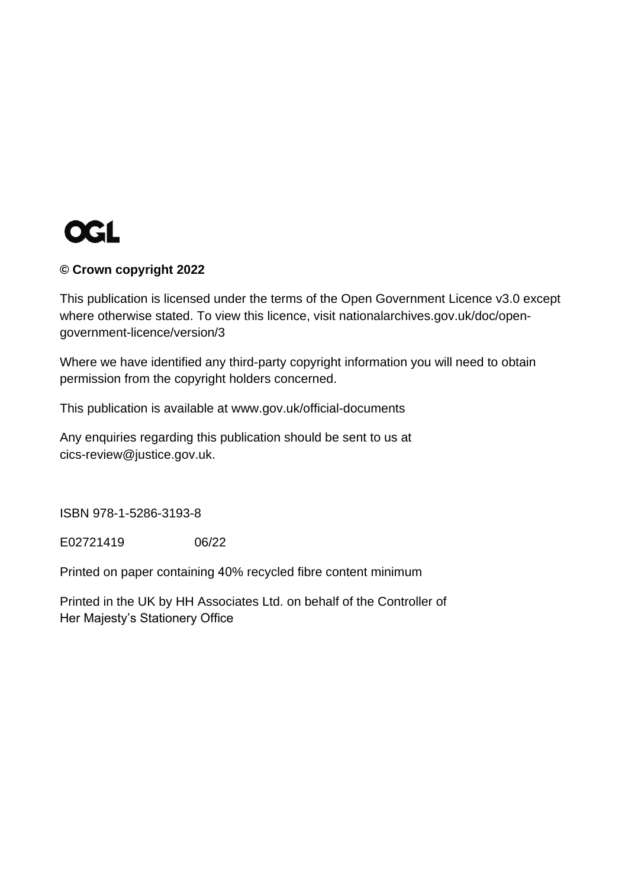OGL

**© Crown copyright 2022**

This publication is licensed under the terms of the Open Government Licence v3.0 except where otherwise stated. To view this licence, visit nationalarchives.gov.uk/doc/open-government-licence/version/3

Where we have identified any third-party copyright information you will need to obtain permission from the copyright holders concerned.

This publication is available at www.gov.uk/official-documents

Any enquiries regarding this publication should be sent to us at cics-review@justice.gov.uk.

ISBN 978-1-5286-3193-8

E02721419 06/22

Printed on paper containing 40% recycled fibre content minimum

Printed in the UK by HH Associates Ltd. on behalf of the Controller of Her Majesty's Stationery Office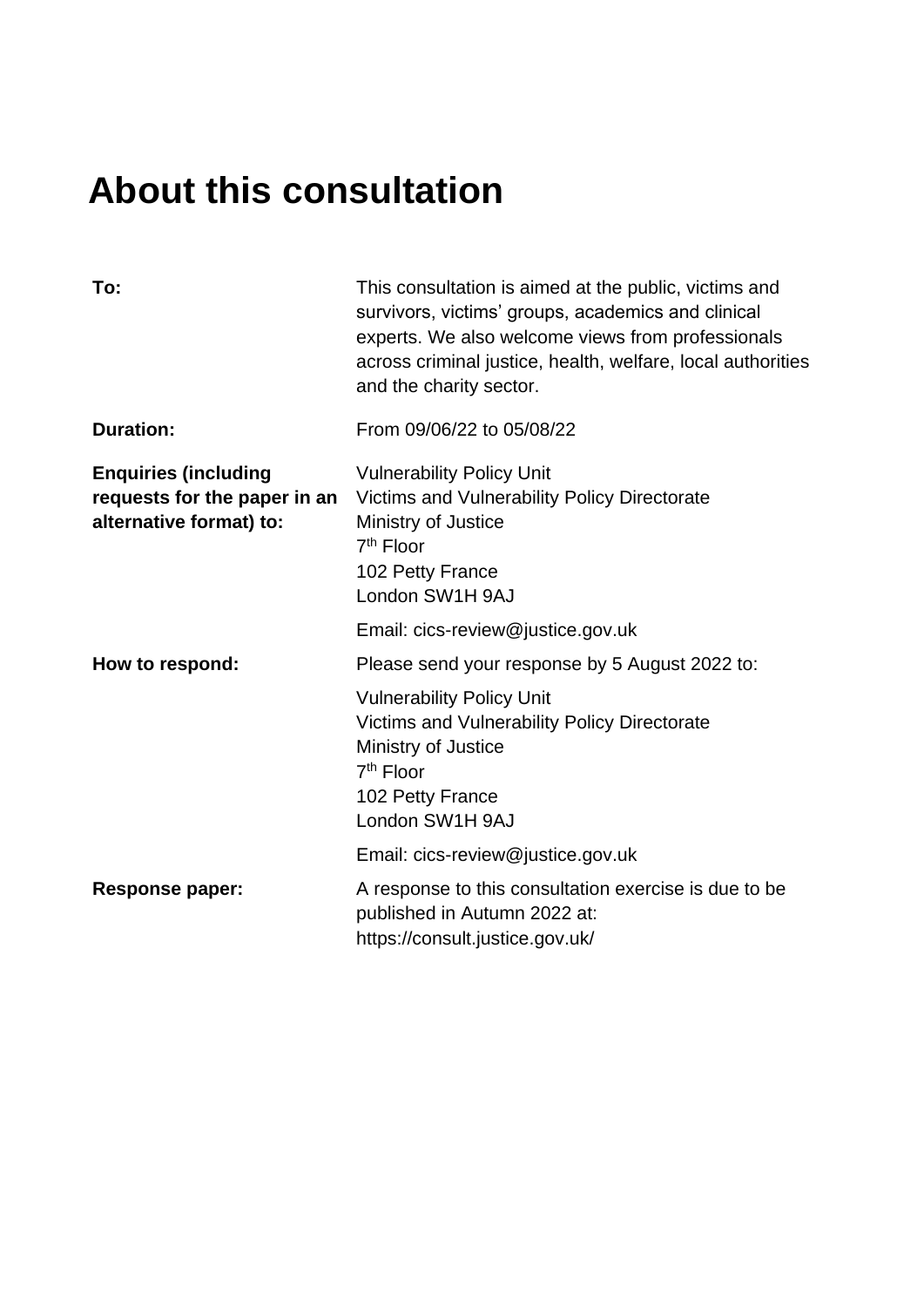# About this consultation

| | |
|---|---|
| **To:** | This consultation is aimed at the public, victims and survivors, victims' groups, academics and clinical experts. We also welcome views from professionals across criminal justice, health, welfare, local authorities and the charity sector. |
| **Duration:** | From 09/06/22 to 05/08/22 |
| **Enquiries (including requests for the paper in an alternative format) to:** | Vulnerability Policy Unit<br>Victims and Vulnerability Policy Directorate<br>Ministry of Justice<br>7th Floor<br>102 Petty France<br>London SW1H 9AJ<br><br>Email: cics-review@justice.gov.uk |
| **How to respond:** | Please send your response by 5 August 2022 to:<br><br>Vulnerability Policy Unit<br>Victims and Vulnerability Policy Directorate<br>Ministry of Justice<br>7th Floor<br>102 Petty France<br>London SW1H 9AJ<br><br>Email: cics-review@justice.gov.uk |
| **Response paper:** | A response to this consultation exercise is due to be published in Autumn 2022 at: https://consult.justice.gov.uk/ |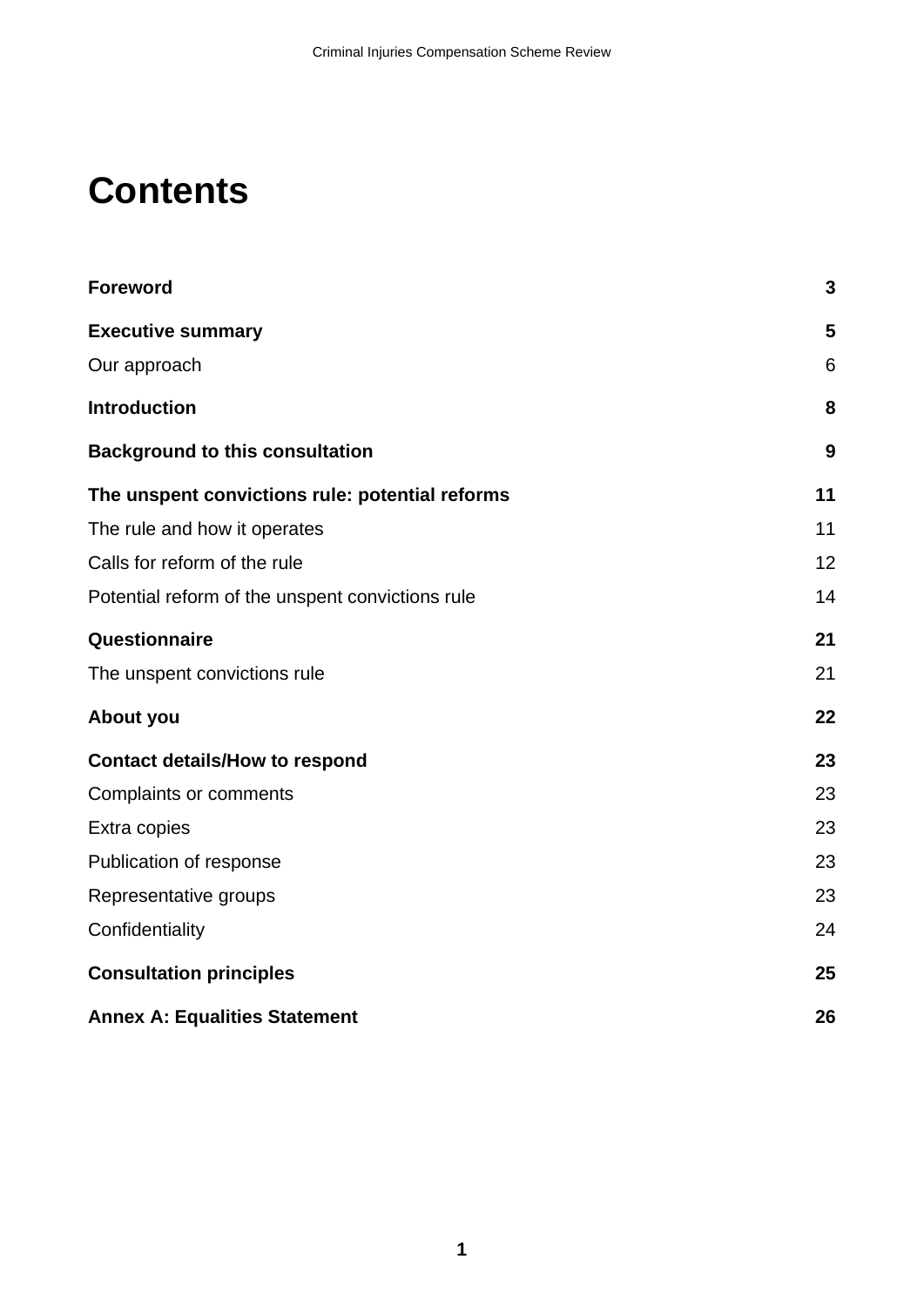# Contents

| | |
|---|---|
| **Foreword** | **3** |
| **Executive summary** | **5** |
| Our approach | 6 |
| **Introduction** | **8** |
| **Background to this consultation** | **9** |
| **The unspent convictions rule: potential reforms** | **11** |
| The rule and how it operates | 11 |
| Calls for reform of the rule | 12 |
| Potential reform of the unspent convictions rule | 14 |
| **Questionnaire** | **21** |
| The unspent convictions rule | 21 |
| **About you** | **22** |
| **Contact details/How to respond** | **23** |
| Complaints or comments | 23 |
| Extra copies | 23 |
| Publication of response | 23 |
| Representative groups | 23 |
| Confidentiality | 24 |
| **Consultation principles** | **25** |
| **Annex A: Equalities Statement** | **26** |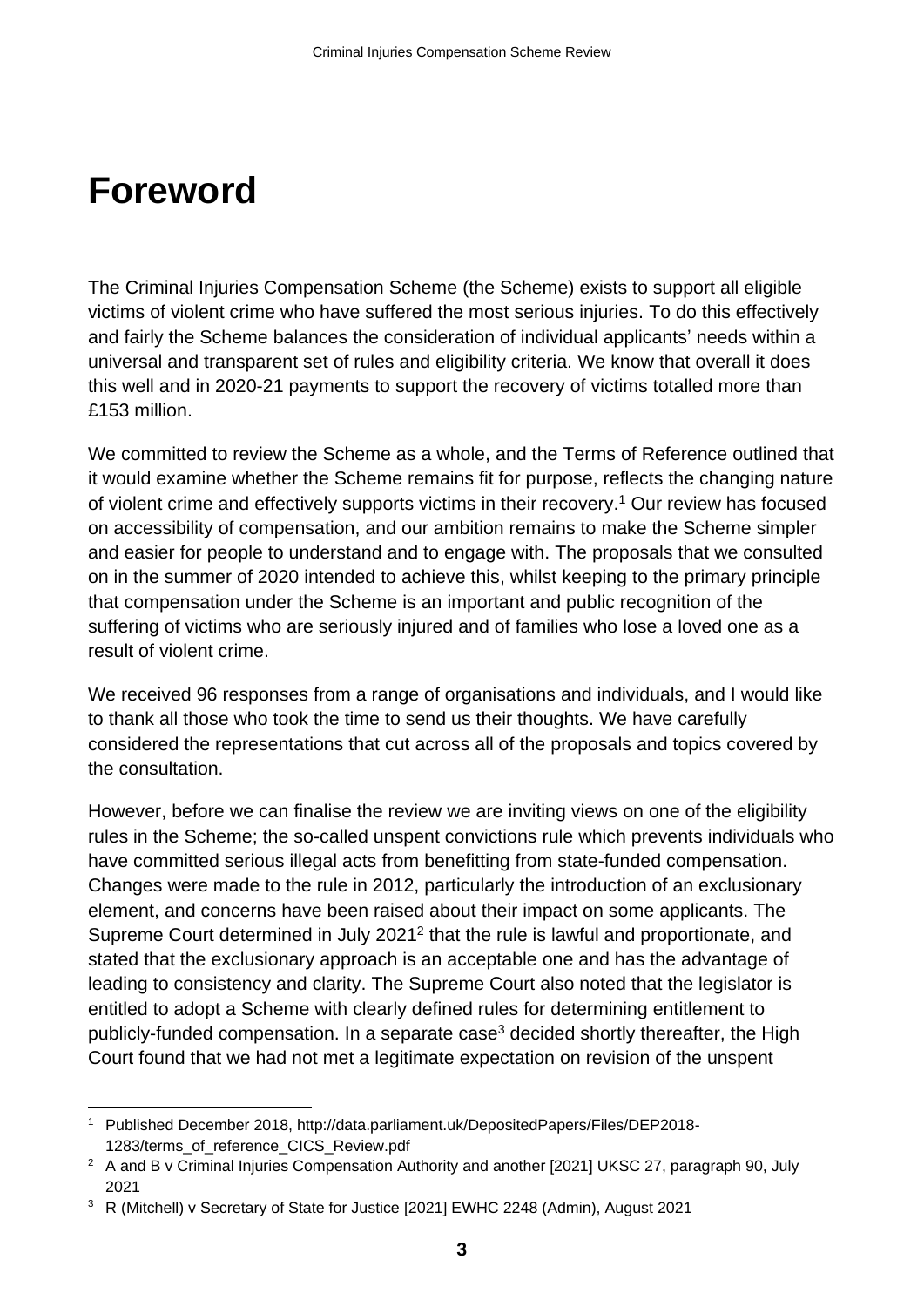# Foreword

The Criminal Injuries Compensation Scheme (the Scheme) exists to support all eligible victims of violent crime who have suffered the most serious injuries. To do this effectively and fairly the Scheme balances the consideration of individual applicants' needs within a universal and transparent set of rules and eligibility criteria. We know that overall it does this well and in 2020-21 payments to support the recovery of victims totalled more than £153 million.

We committed to review the Scheme as a whole, and the Terms of Reference outlined that it would examine whether the Scheme remains fit for purpose, reflects the changing nature of violent crime and effectively supports victims in their recovery.[1] Our review has focused on accessibility of compensation, and our ambition remains to make the Scheme simpler and easier for people to understand and to engage with. The proposals that we consulted on in the summer of 2020 intended to achieve this, whilst keeping to the primary principle that compensation under the Scheme is an important and public recognition of the suffering of victims who are seriously injured and of families who lose a loved one as a result of violent crime.

We received 96 responses from a range of organisations and individuals, and I would like to thank all those who took the time to send us their thoughts. We have carefully considered the representations that cut across all of the proposals and topics covered by the consultation.

However, before we can finalise the review we are inviting views on one of the eligibility rules in the Scheme; the so-called unspent convictions rule which prevents individuals who have committed serious illegal acts from benefitting from state-funded compensation. Changes were made to the rule in 2012, particularly the introduction of an exclusionary element, and concerns have been raised about their impact on some applicants. The Supreme Court determined in July 2021[2] that the rule is lawful and proportionate, and stated that the exclusionary approach is an acceptable one and has the advantage of leading to consistency and clarity. The Supreme Court also noted that the legislator is entitled to adopt a Scheme with clearly defined rules for determining entitlement to publicly-funded compensation. In a separate case[3] decided shortly thereafter, the High Court found that we had not met a legitimate expectation on revision of the unspent

---

[1] Published December 2018, http://data.parliament.uk/DepositedPapers/Files/DEP2018-1283/terms_of_reference_CICS_Review.pdf

[2] A and B v Criminal Injuries Compensation Authority and another [2021] UKSC 27, paragraph 90, July 2021

[3] R (Mitchell) v Secretary of State for Justice [2021] EWHC 2248 (Admin), August 2021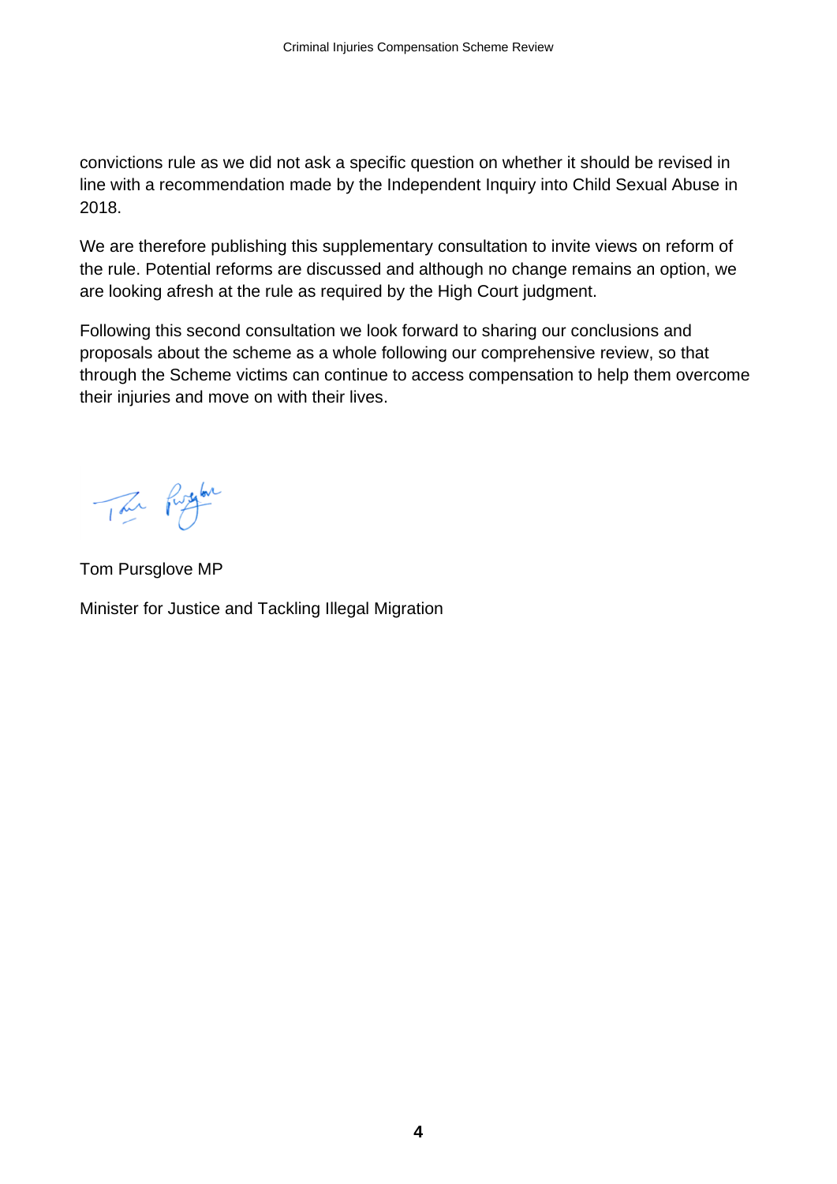convictions rule as we did not ask a specific question on whether it should be revised in line with a recommendation made by the Independent Inquiry into Child Sexual Abuse in 2018.

We are therefore publishing this supplementary consultation to invite views on reform of the rule. Potential reforms are discussed and although no change remains an option, we are looking afresh at the rule as required by the High Court judgment.

Following this second consultation we look forward to sharing our conclusions and proposals about the scheme as a whole following our comprehensive review, so that through the Scheme victims can continue to access compensation to help them overcome their injuries and move on with their lives.

Tom Pursglove MP

Minister for Justice and Tackling Illegal Migration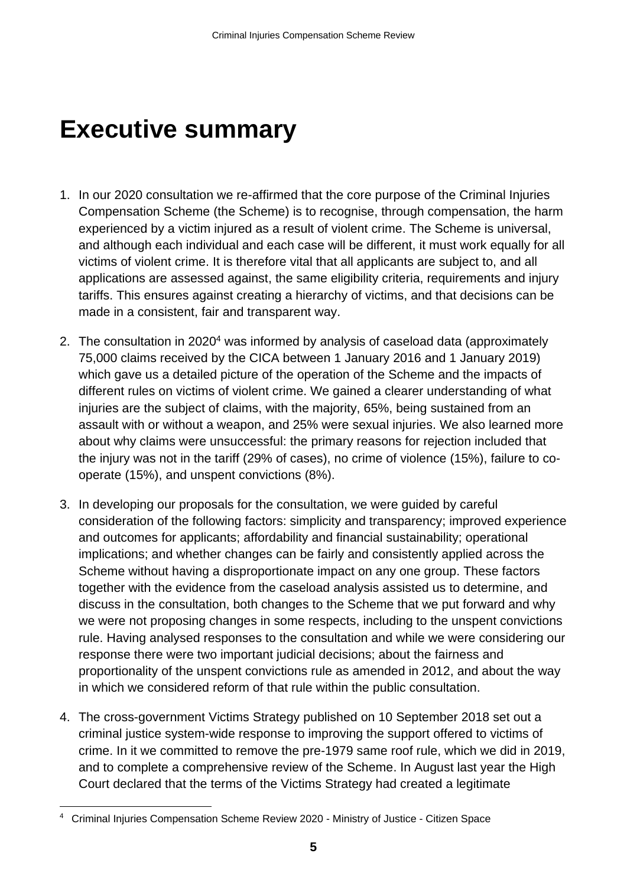# Executive summary

1. In our 2020 consultation we re-affirmed that the core purpose of the Criminal Injuries Compensation Scheme (the Scheme) is to recognise, through compensation, the harm experienced by a victim injured as a result of violent crime. The Scheme is universal, and although each individual and each case will be different, it must work equally for all victims of violent crime. It is therefore vital that all applicants are subject to, and all applications are assessed against, the same eligibility criteria, requirements and injury tariffs. This ensures against creating a hierarchy of victims, and that decisions can be made in a consistent, fair and transparent way.

2. The consultation in 2020[4] was informed by analysis of caseload data (approximately 75,000 claims received by the CICA between 1 January 2016 and 1 January 2019) which gave us a detailed picture of the operation of the Scheme and the impacts of different rules on victims of violent crime. We gained a clearer understanding of what injuries are the subject of claims, with the majority, 65%, being sustained from an assault with or without a weapon, and 25% were sexual injuries. We also learned more about why claims were unsuccessful: the primary reasons for rejection included that the injury was not in the tariff (29% of cases), no crime of violence (15%), failure to co-operate (15%), and unspent convictions (8%).

3. In developing our proposals for the consultation, we were guided by careful consideration of the following factors: simplicity and transparency; improved experience and outcomes for applicants; affordability and financial sustainability; operational implications; and whether changes can be fairly and consistently applied across the Scheme without having a disproportionate impact on any one group. These factors together with the evidence from the caseload analysis assisted us to determine, and discuss in the consultation, both changes to the Scheme that we put forward and why we were not proposing changes in some respects, including to the unspent convictions rule. Having analysed responses to the consultation and while we were considering our response there were two important judicial decisions; about the fairness and proportionality of the unspent convictions rule as amended in 2012, and about the way in which we considered reform of that rule within the public consultation.

4. The cross-government Victims Strategy published on 10 September 2018 set out a criminal justice system-wide response to improving the support offered to victims of crime. In it we committed to remove the pre-1979 same roof rule, which we did in 2019, and to complete a comprehensive review of the Scheme. In August last year the High Court declared that the terms of the Victims Strategy had created a legitimate

---

[4] Criminal Injuries Compensation Scheme Review 2020 - Ministry of Justice - Citizen Space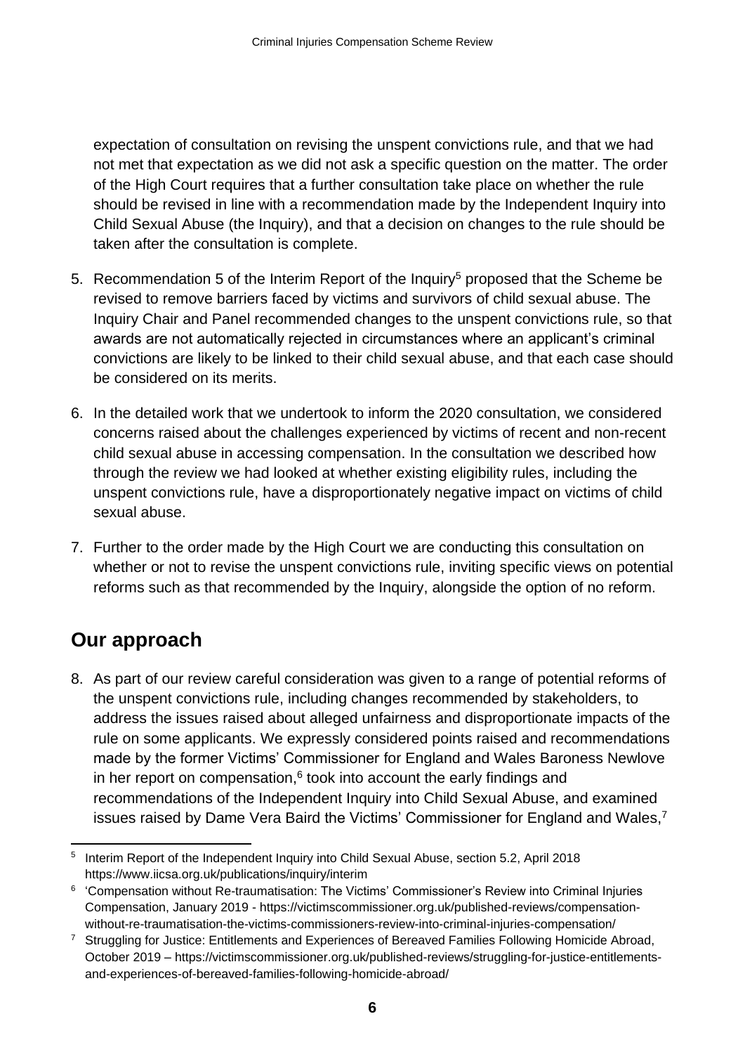expectation of consultation on revising the unspent convictions rule, and that we had not met that expectation as we did not ask a specific question on the matter. The order of the High Court requires that a further consultation take place on whether the rule should be revised in line with a recommendation made by the Independent Inquiry into Child Sexual Abuse (the Inquiry), and that a decision on changes to the rule should be taken after the consultation is complete.

5. Recommendation 5 of the Interim Report of the Inquiry[5] proposed that the Scheme be revised to remove barriers faced by victims and survivors of child sexual abuse. The Inquiry Chair and Panel recommended changes to the unspent convictions rule, so that awards are not automatically rejected in circumstances where an applicant's criminal convictions are likely to be linked to their child sexual abuse, and that each case should be considered on its merits.

6. In the detailed work that we undertook to inform the 2020 consultation, we considered concerns raised about the challenges experienced by victims of recent and non-recent child sexual abuse in accessing compensation. In the consultation we described how through the review we had looked at whether existing eligibility rules, including the unspent convictions rule, have a disproportionately negative impact on victims of child sexual abuse.

7. Further to the order made by the High Court we are conducting this consultation on whether or not to revise the unspent convictions rule, inviting specific views on potential reforms such as that recommended by the Inquiry, alongside the option of no reform.

## Our approach

8. As part of our review careful consideration was given to a range of potential reforms of the unspent convictions rule, including changes recommended by stakeholders, to address the issues raised about alleged unfairness and disproportionate impacts of the rule on some applicants. We expressly considered points raised and recommendations made by the former Victims' Commissioner for England and Wales Baroness Newlove in her report on compensation,[6] took into account the early findings and recommendations of the Independent Inquiry into Child Sexual Abuse, and examined issues raised by Dame Vera Baird the Victims' Commissioner for England and Wales,[7]

---

[5] Interim Report of the Independent Inquiry into Child Sexual Abuse, section 5.2, April 2018 https://www.iicsa.org.uk/publications/inquiry/interim

[6] 'Compensation without Re-traumatisation: The Victims' Commissioner's Review into Criminal Injuries Compensation, January 2019 - https://victimscommissioner.org.uk/published-reviews/compensation-without-re-traumatisation-the-victims-commissioners-review-into-criminal-injuries-compensation/

[7] Struggling for Justice: Entitlements and Experiences of Bereaved Families Following Homicide Abroad, October 2019 – https://victimscommissioner.org.uk/published-reviews/struggling-for-justice-entitlements-and-experiences-of-bereaved-families-following-homicide-abroad/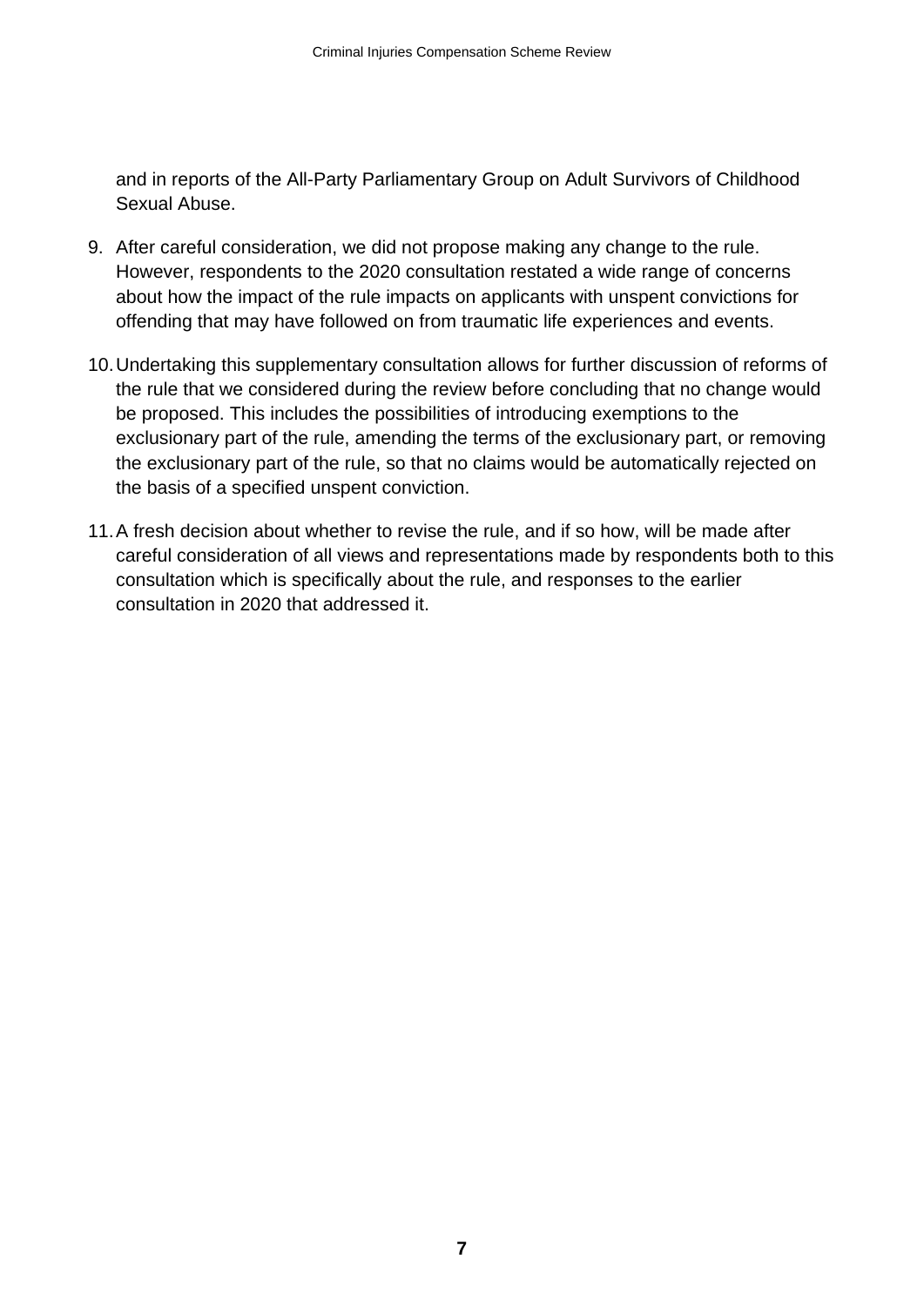and in reports of the All-Party Parliamentary Group on Adult Survivors of Childhood Sexual Abuse.

9. After careful consideration, we did not propose making any change to the rule. However, respondents to the 2020 consultation restated a wide range of concerns about how the impact of the rule impacts on applicants with unspent convictions for offending that may have followed on from traumatic life experiences and events.

10. Undertaking this supplementary consultation allows for further discussion of reforms of the rule that we considered during the review before concluding that no change would be proposed. This includes the possibilities of introducing exemptions to the exclusionary part of the rule, amending the terms of the exclusionary part, or removing the exclusionary part of the rule, so that no claims would be automatically rejected on the basis of a specified unspent conviction.

11. A fresh decision about whether to revise the rule, and if so how, will be made after careful consideration of all views and representations made by respondents both to this consultation which is specifically about the rule, and responses to the earlier consultation in 2020 that addressed it.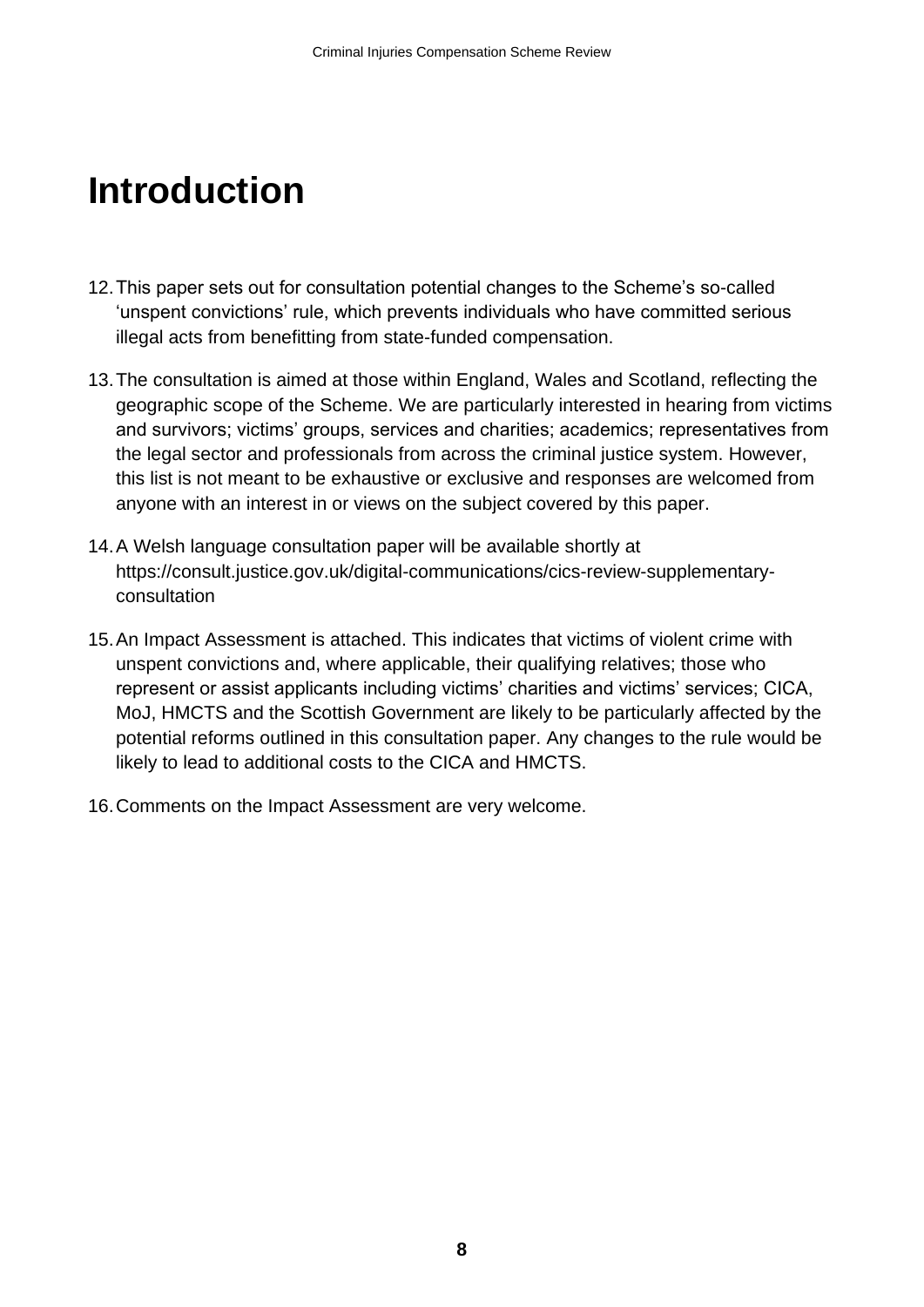# Introduction

12. This paper sets out for consultation potential changes to the Scheme's so-called 'unspent convictions' rule, which prevents individuals who have committed serious illegal acts from benefitting from state-funded compensation.

13. The consultation is aimed at those within England, Wales and Scotland, reflecting the geographic scope of the Scheme. We are particularly interested in hearing from victims and survivors; victims' groups, services and charities; academics; representatives from the legal sector and professionals from across the criminal justice system. However, this list is not meant to be exhaustive or exclusive and responses are welcomed from anyone with an interest in or views on the subject covered by this paper.

14. A Welsh language consultation paper will be available shortly at https://consult.justice.gov.uk/digital-communications/cics-review-supplementary-consultation

15. An Impact Assessment is attached. This indicates that victims of violent crime with unspent convictions and, where applicable, their qualifying relatives; those who represent or assist applicants including victims' charities and victims' services; CICA, MoJ, HMCTS and the Scottish Government are likely to be particularly affected by the potential reforms outlined in this consultation paper. Any changes to the rule would be likely to lead to additional costs to the CICA and HMCTS.

16. Comments on the Impact Assessment are very welcome.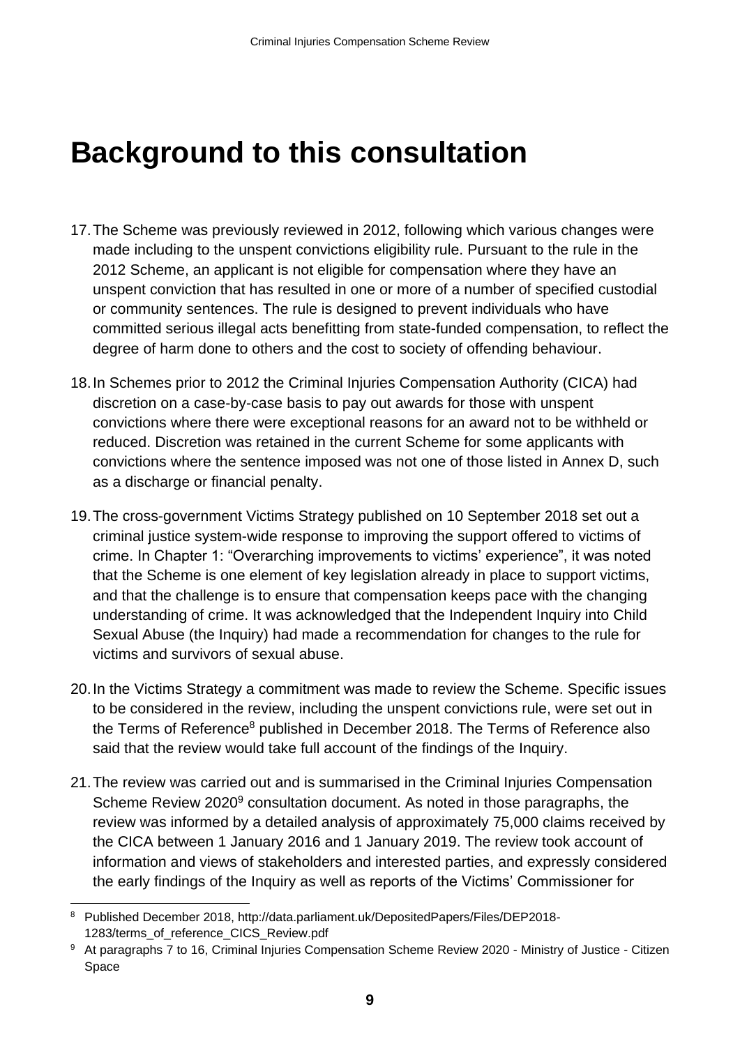# Background to this consultation

17. The Scheme was previously reviewed in 2012, following which various changes were made including to the unspent convictions eligibility rule. Pursuant to the rule in the 2012 Scheme, an applicant is not eligible for compensation where they have an unspent conviction that has resulted in one or more of a number of specified custodial or community sentences. The rule is designed to prevent individuals who have committed serious illegal acts benefitting from state-funded compensation, to reflect the degree of harm done to others and the cost to society of offending behaviour.

18. In Schemes prior to 2012 the Criminal Injuries Compensation Authority (CICA) had discretion on a case-by-case basis to pay out awards for those with unspent convictions where there were exceptional reasons for an award not to be withheld or reduced. Discretion was retained in the current Scheme for some applicants with convictions where the sentence imposed was not one of those listed in Annex D, such as a discharge or financial penalty.

19. The cross-government Victims Strategy published on 10 September 2018 set out a criminal justice system-wide response to improving the support offered to victims of crime. In Chapter 1: "Overarching improvements to victims' experience", it was noted that the Scheme is one element of key legislation already in place to support victims, and that the challenge is to ensure that compensation keeps pace with the changing understanding of crime. It was acknowledged that the Independent Inquiry into Child Sexual Abuse (the Inquiry) had made a recommendation for changes to the rule for victims and survivors of sexual abuse.

20. In the Victims Strategy a commitment was made to review the Scheme. Specific issues to be considered in the review, including the unspent convictions rule, were set out in the Terms of Reference[8] published in December 2018. The Terms of Reference also said that the review would take full account of the findings of the Inquiry.

21. The review was carried out and is summarised in the Criminal Injuries Compensation Scheme Review 2020[9] consultation document. As noted in those paragraphs, the review was informed by a detailed analysis of approximately 75,000 claims received by the CICA between 1 January 2016 and 1 January 2019. The review took account of information and views of stakeholders and interested parties, and expressly considered the early findings of the Inquiry as well as reports of the Victims' Commissioner for

[8] Published December 2018, http://data.parliament.uk/DepositedPapers/Files/DEP2018-1283/terms_of_reference_CICS_Review.pdf

[9] At paragraphs 7 to 16, Criminal Injuries Compensation Scheme Review 2020 - Ministry of Justice - Citizen Space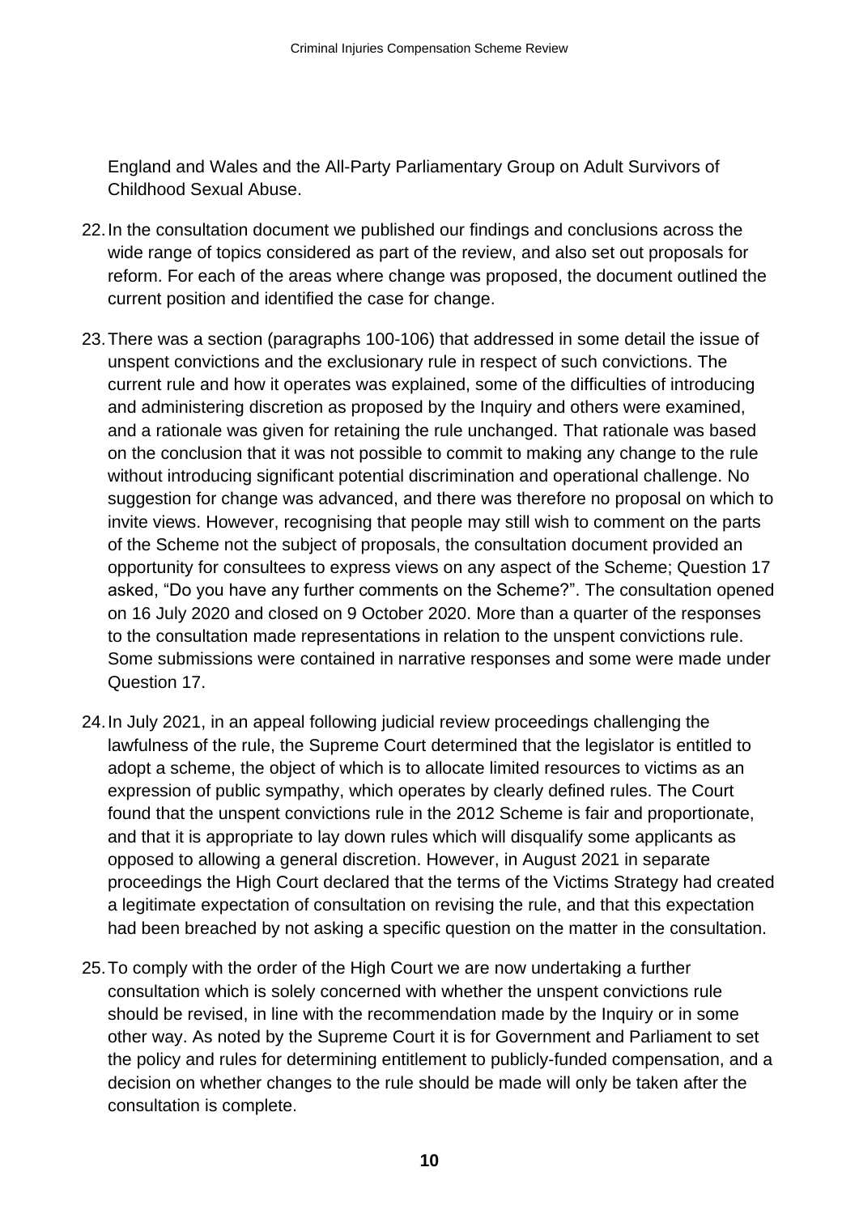England and Wales and the All-Party Parliamentary Group on Adult Survivors of Childhood Sexual Abuse.

22. In the consultation document we published our findings and conclusions across the wide range of topics considered as part of the review, and also set out proposals for reform. For each of the areas where change was proposed, the document outlined the current position and identified the case for change.

23. There was a section (paragraphs 100-106) that addressed in some detail the issue of unspent convictions and the exclusionary rule in respect of such convictions. The current rule and how it operates was explained, some of the difficulties of introducing and administering discretion as proposed by the Inquiry and others were examined, and a rationale was given for retaining the rule unchanged. That rationale was based on the conclusion that it was not possible to commit to making any change to the rule without introducing significant potential discrimination and operational challenge. No suggestion for change was advanced, and there was therefore no proposal on which to invite views. However, recognising that people may still wish to comment on the parts of the Scheme not the subject of proposals, the consultation document provided an opportunity for consultees to express views on any aspect of the Scheme; Question 17 asked, "Do you have any further comments on the Scheme?". The consultation opened on 16 July 2020 and closed on 9 October 2020. More than a quarter of the responses to the consultation made representations in relation to the unspent convictions rule. Some submissions were contained in narrative responses and some were made under Question 17.

24. In July 2021, in an appeal following judicial review proceedings challenging the lawfulness of the rule, the Supreme Court determined that the legislator is entitled to adopt a scheme, the object of which is to allocate limited resources to victims as an expression of public sympathy, which operates by clearly defined rules. The Court found that the unspent convictions rule in the 2012 Scheme is fair and proportionate, and that it is appropriate to lay down rules which will disqualify some applicants as opposed to allowing a general discretion. However, in August 2021 in separate proceedings the High Court declared that the terms of the Victims Strategy had created a legitimate expectation of consultation on revising the rule, and that this expectation had been breached by not asking a specific question on the matter in the consultation.

25. To comply with the order of the High Court we are now undertaking a further consultation which is solely concerned with whether the unspent convictions rule should be revised, in line with the recommendation made by the Inquiry or in some other way. As noted by the Supreme Court it is for Government and Parliament to set the policy and rules for determining entitlement to publicly-funded compensation, and a decision on whether changes to the rule should be made will only be taken after the consultation is complete.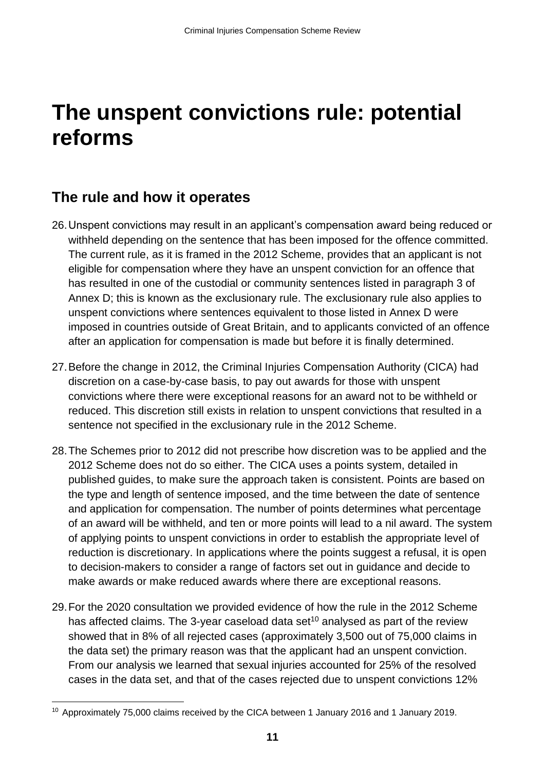# The unspent convictions rule: potential reforms

## The rule and how it operates

26. Unspent convictions may result in an applicant's compensation award being reduced or withheld depending on the sentence that has been imposed for the offence committed. The current rule, as it is framed in the 2012 Scheme, provides that an applicant is not eligible for compensation where they have an unspent conviction for an offence that has resulted in one of the custodial or community sentences listed in paragraph 3 of Annex D; this is known as the exclusionary rule. The exclusionary rule also applies to unspent convictions where sentences equivalent to those listed in Annex D were imposed in countries outside of Great Britain, and to applicants convicted of an offence after an application for compensation is made but before it is finally determined.

27. Before the change in 2012, the Criminal Injuries Compensation Authority (CICA) had discretion on a case-by-case basis, to pay out awards for those with unspent convictions where there were exceptional reasons for an award not to be withheld or reduced. This discretion still exists in relation to unspent convictions that resulted in a sentence not specified in the exclusionary rule in the 2012 Scheme.

28. The Schemes prior to 2012 did not prescribe how discretion was to be applied and the 2012 Scheme does not do so either. The CICA uses a points system, detailed in published guides, to make sure the approach taken is consistent. Points are based on the type and length of sentence imposed, and the time between the date of sentence and application for compensation. The number of points determines what percentage of an award will be withheld, and ten or more points will lead to a nil award. The system of applying points to unspent convictions in order to establish the appropriate level of reduction is discretionary. In applications where the points suggest a refusal, it is open to decision-makers to consider a range of factors set out in guidance and decide to make awards or make reduced awards where there are exceptional reasons.

29. For the 2020 consultation we provided evidence of how the rule in the 2012 Scheme has affected claims. The 3-year caseload data set[10] analysed as part of the review showed that in 8% of all rejected cases (approximately 3,500 out of 75,000 claims in the data set) the primary reason was that the applicant had an unspent conviction. From our analysis we learned that sexual injuries accounted for 25% of the resolved cases in the data set, and that of the cases rejected due to unspent convictions 12%

[10] Approximately 75,000 claims received by the CICA between 1 January 2016 and 1 January 2019.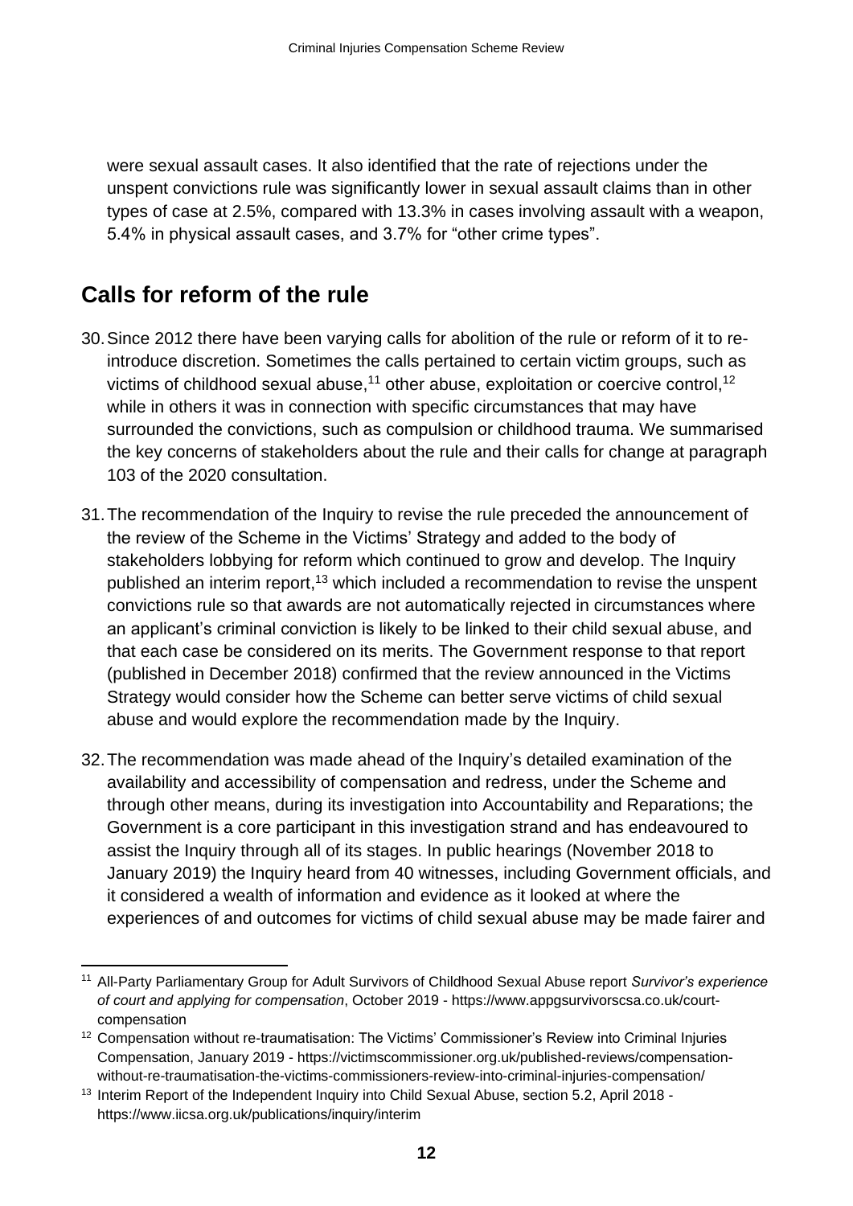were sexual assault cases. It also identified that the rate of rejections under the unspent convictions rule was significantly lower in sexual assault claims than in other types of case at 2.5%, compared with 13.3% in cases involving assault with a weapon, 5.4% in physical assault cases, and 3.7% for “other crime types”.

## Calls for reform of the rule

30. Since 2012 there have been varying calls for abolition of the rule or reform of it to re-introduce discretion. Sometimes the calls pertained to certain victim groups, such as victims of childhood sexual abuse,[11] other abuse, exploitation or coercive control,[12] while in others it was in connection with specific circumstances that may have surrounded the convictions, such as compulsion or childhood trauma. We summarised the key concerns of stakeholders about the rule and their calls for change at paragraph 103 of the 2020 consultation.

31. The recommendation of the Inquiry to revise the rule preceded the announcement of the review of the Scheme in the Victims’ Strategy and added to the body of stakeholders lobbying for reform which continued to grow and develop. The Inquiry published an interim report,[13] which included a recommendation to revise the unspent convictions rule so that awards are not automatically rejected in circumstances where an applicant’s criminal conviction is likely to be linked to their child sexual abuse, and that each case be considered on its merits. The Government response to that report (published in December 2018) confirmed that the review announced in the Victims Strategy would consider how the Scheme can better serve victims of child sexual abuse and would explore the recommendation made by the Inquiry.

32. The recommendation was made ahead of the Inquiry’s detailed examination of the availability and accessibility of compensation and redress, under the Scheme and through other means, during its investigation into Accountability and Reparations; the Government is a core participant in this investigation strand and has endeavoured to assist the Inquiry through all of its stages. In public hearings (November 2018 to January 2019) the Inquiry heard from 40 witnesses, including Government officials, and it considered a wealth of information and evidence as it looked at where the experiences of and outcomes for victims of child sexual abuse may be made fairer and

---

[11] All-Party Parliamentary Group for Adult Survivors of Childhood Sexual Abuse report *Survivor’s experience of court and applying for compensation*, October 2019 - https://www.appgsurvivorscsa.co.uk/court-compensation

[12] Compensation without re-traumatisation: The Victims’ Commissioner’s Review into Criminal Injuries Compensation, January 2019 - https://victimscommissioner.org.uk/published-reviews/compensation-without-re-traumatisation-the-victims-commissioners-review-into-criminal-injuries-compensation/

[13] Interim Report of the Independent Inquiry into Child Sexual Abuse, section 5.2, April 2018 - https://www.iicsa.org.uk/publications/inquiry/interim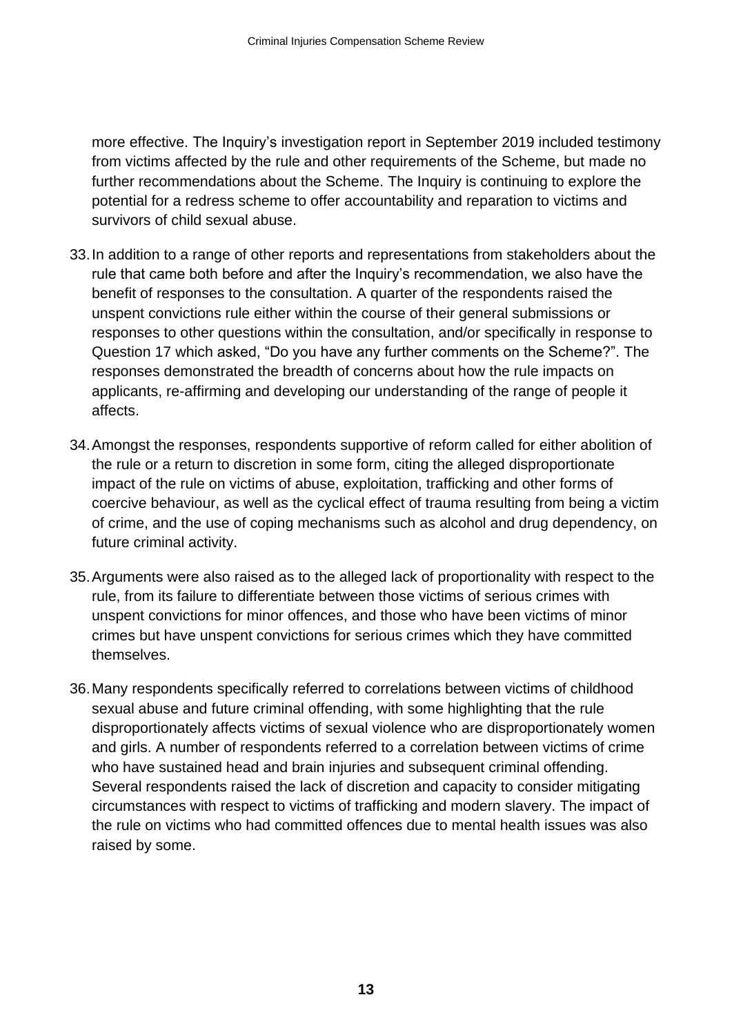more effective. The Inquiry's investigation report in September 2019 included testimony from victims affected by the rule and other requirements of the Scheme, but made no further recommendations about the Scheme. The Inquiry is continuing to explore the potential for a redress scheme to offer accountability and reparation to victims and survivors of child sexual abuse.

33. In addition to a range of other reports and representations from stakeholders about the rule that came both before and after the Inquiry's recommendation, we also have the benefit of responses to the consultation. A quarter of the respondents raised the unspent convictions rule either within the course of their general submissions or responses to other questions within the consultation, and/or specifically in response to Question 17 which asked, "Do you have any further comments on the Scheme?". The responses demonstrated the breadth of concerns about how the rule impacts on applicants, re-affirming and developing our understanding of the range of people it affects.

34. Amongst the responses, respondents supportive of reform called for either abolition of the rule or a return to discretion in some form, citing the alleged disproportionate impact of the rule on victims of abuse, exploitation, trafficking and other forms of coercive behaviour, as well as the cyclical effect of trauma resulting from being a victim of crime, and the use of coping mechanisms such as alcohol and drug dependency, on future criminal activity.

35. Arguments were also raised as to the alleged lack of proportionality with respect to the rule, from its failure to differentiate between those victims of serious crimes with unspent convictions for minor offences, and those who have been victims of minor crimes but have unspent convictions for serious crimes which they have committed themselves.

36. Many respondents specifically referred to correlations between victims of childhood sexual abuse and future criminal offending, with some highlighting that the rule disproportionately affects victims of sexual violence who are disproportionately women and girls. A number of respondents referred to a correlation between victims of crime who have sustained head and brain injuries and subsequent criminal offending. Several respondents raised the lack of discretion and capacity to consider mitigating circumstances with respect to victims of trafficking and modern slavery. The impact of the rule on victims who had committed offences due to mental health issues was also raised by some.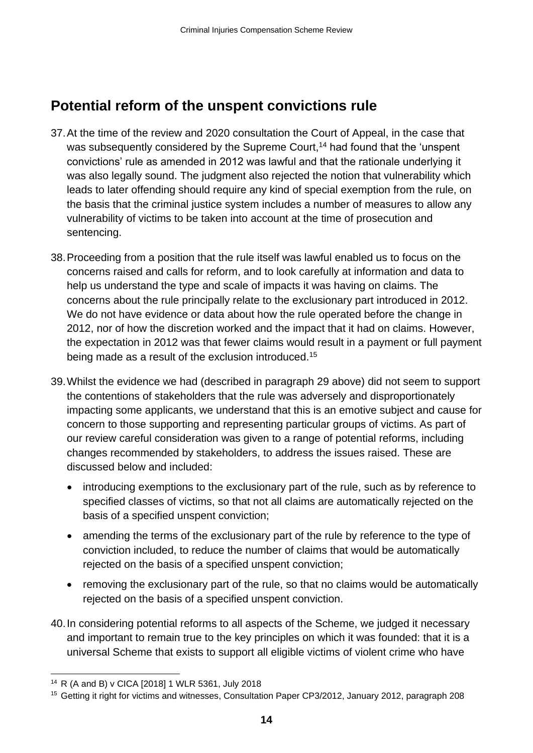## Potential reform of the unspent convictions rule

37. At the time of the review and 2020 consultation the Court of Appeal, in the case that was subsequently considered by the Supreme Court,[14] had found that the 'unspent convictions' rule as amended in 2012 was lawful and that the rationale underlying it was also legally sound. The judgment also rejected the notion that vulnerability which leads to later offending should require any kind of special exemption from the rule, on the basis that the criminal justice system includes a number of measures to allow any vulnerability of victims to be taken into account at the time of prosecution and sentencing.

38. Proceeding from a position that the rule itself was lawful enabled us to focus on the concerns raised and calls for reform, and to look carefully at information and data to help us understand the type and scale of impacts it was having on claims. The concerns about the rule principally relate to the exclusionary part introduced in 2012. We do not have evidence or data about how the rule operated before the change in 2012, nor of how the discretion worked and the impact that it had on claims. However, the expectation in 2012 was that fewer claims would result in a payment or full payment being made as a result of the exclusion introduced.[15]

39. Whilst the evidence we had (described in paragraph 29 above) did not seem to support the contentions of stakeholders that the rule was adversely and disproportionately impacting some applicants, we understand that this is an emotive subject and cause for concern to those supporting and representing particular groups of victims. As part of our review careful consideration was given to a range of potential reforms, including changes recommended by stakeholders, to address the issues raised. These are discussed below and included:

   - introducing exemptions to the exclusionary part of the rule, such as by reference to specified classes of victims, so that not all claims are automatically rejected on the basis of a specified unspent conviction;
   - amending the terms of the exclusionary part of the rule by reference to the type of conviction included, to reduce the number of claims that would be automatically rejected on the basis of a specified unspent conviction;
   - removing the exclusionary part of the rule, so that no claims would be automatically rejected on the basis of a specified unspent conviction.

40. In considering potential reforms to all aspects of the Scheme, we judged it necessary and important to remain true to the key principles on which it was founded: that it is a universal Scheme that exists to support all eligible victims of violent crime who have

[14] R (A and B) v CICA [2018] 1 WLR 5361, July 2018

[15] Getting it right for victims and witnesses, Consultation Paper CP3/2012, January 2012, paragraph 208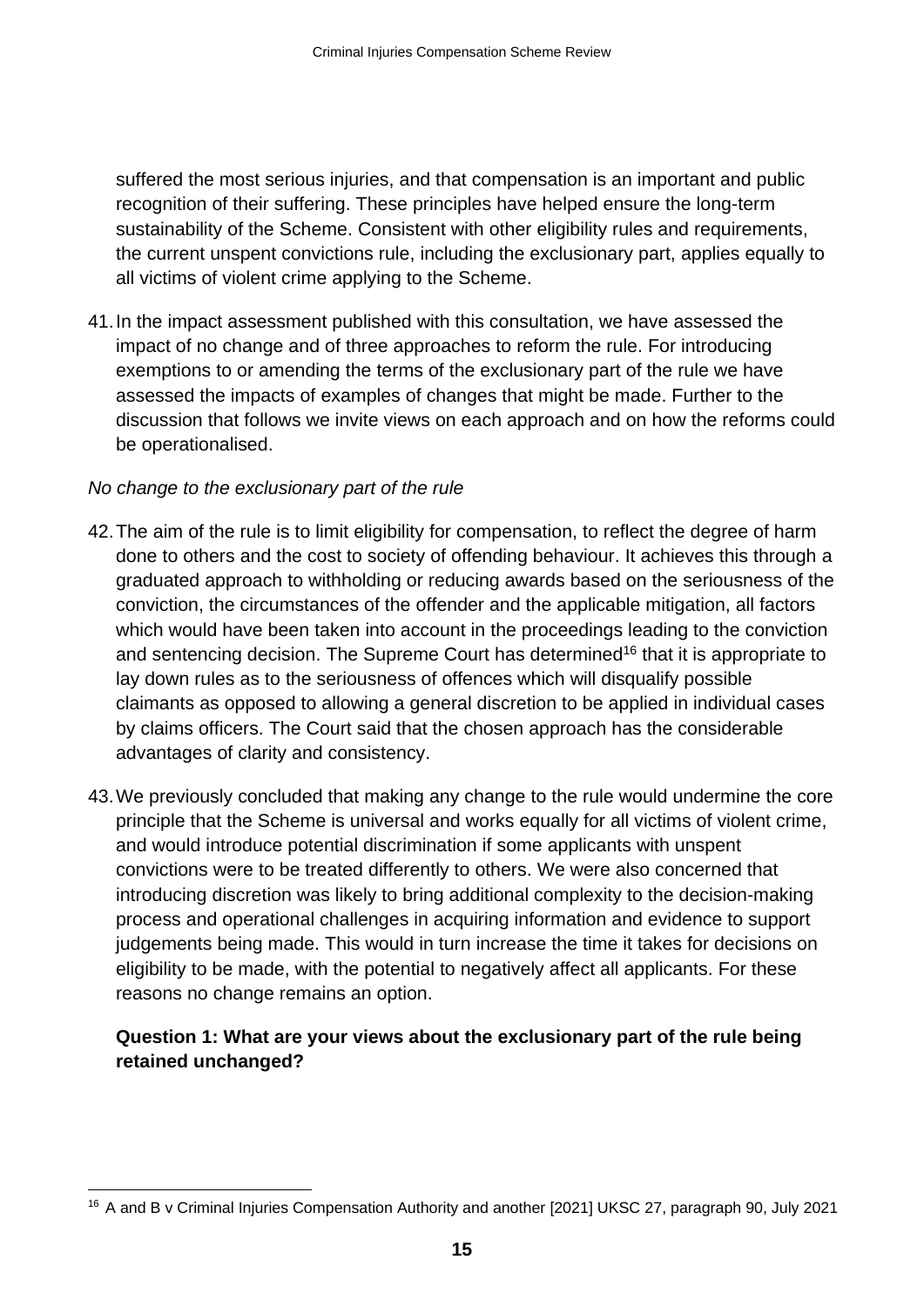suffered the most serious injuries, and that compensation is an important and public recognition of their suffering. These principles have helped ensure the long-term sustainability of the Scheme. Consistent with other eligibility rules and requirements, the current unspent convictions rule, including the exclusionary part, applies equally to all victims of violent crime applying to the Scheme.

41. In the impact assessment published with this consultation, we have assessed the impact of no change and of three approaches to reform the rule. For introducing exemptions to or amending the terms of the exclusionary part of the rule we have assessed the impacts of examples of changes that might be made. Further to the discussion that follows we invite views on each approach and on how the reforms could be operationalised.

*No change to the exclusionary part of the rule*

42. The aim of the rule is to limit eligibility for compensation, to reflect the degree of harm done to others and the cost to society of offending behaviour. It achieves this through a graduated approach to withholding or reducing awards based on the seriousness of the conviction, the circumstances of the offender and the applicable mitigation, all factors which would have been taken into account in the proceedings leading to the conviction and sentencing decision. The Supreme Court has determined[16] that it is appropriate to lay down rules as to the seriousness of offences which will disqualify possible claimants as opposed to allowing a general discretion to be applied in individual cases by claims officers. The Court said that the chosen approach has the considerable advantages of clarity and consistency.

43. We previously concluded that making any change to the rule would undermine the core principle that the Scheme is universal and works equally for all victims of violent crime, and would introduce potential discrimination if some applicants with unspent convictions were to be treated differently to others. We were also concerned that introducing discretion was likely to bring additional complexity to the decision-making process and operational challenges in acquiring information and evidence to support judgements being made. This would in turn increase the time it takes for decisions on eligibility to be made, with the potential to negatively affect all applicants. For these reasons no change remains an option.

**Question 1: What are your views about the exclusionary part of the rule being retained unchanged?**

[16] A and B v Criminal Injuries Compensation Authority and another [2021] UKSC 27, paragraph 90, July 2021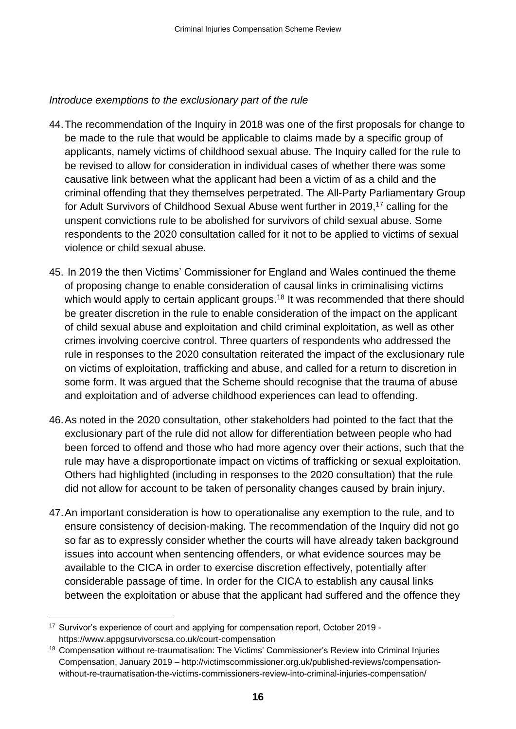*Introduce exemptions to the exclusionary part of the rule*

44. The recommendation of the Inquiry in 2018 was one of the first proposals for change to be made to the rule that would be applicable to claims made by a specific group of applicants, namely victims of childhood sexual abuse. The Inquiry called for the rule to be revised to allow for consideration in individual cases of whether there was some causative link between what the applicant had been a victim of as a child and the criminal offending that they themselves perpetrated. The All-Party Parliamentary Group for Adult Survivors of Childhood Sexual Abuse went further in 2019,[17] calling for the unspent convictions rule to be abolished for survivors of child sexual abuse. Some respondents to the 2020 consultation called for it not to be applied to victims of sexual violence or child sexual abuse.

45. In 2019 the then Victims' Commissioner for England and Wales continued the theme of proposing change to enable consideration of causal links in criminalising victims which would apply to certain applicant groups.[18] It was recommended that there should be greater discretion in the rule to enable consideration of the impact on the applicant of child sexual abuse and exploitation and child criminal exploitation, as well as other crimes involving coercive control. Three quarters of respondents who addressed the rule in responses to the 2020 consultation reiterated the impact of the exclusionary rule on victims of exploitation, trafficking and abuse, and called for a return to discretion in some form. It was argued that the Scheme should recognise that the trauma of abuse and exploitation and of adverse childhood experiences can lead to offending.

46. As noted in the 2020 consultation, other stakeholders had pointed to the fact that the exclusionary part of the rule did not allow for differentiation between people who had been forced to offend and those who had more agency over their actions, such that the rule may have a disproportionate impact on victims of trafficking or sexual exploitation. Others had highlighted (including in responses to the 2020 consultation) that the rule did not allow for account to be taken of personality changes caused by brain injury.

47. An important consideration is how to operationalise any exemption to the rule, and to ensure consistency of decision-making. The recommendation of the Inquiry did not go so far as to expressly consider whether the courts will have already taken background issues into account when sentencing offenders, or what evidence sources may be available to the CICA in order to exercise discretion effectively, potentially after considerable passage of time. In order for the CICA to establish any causal links between the exploitation or abuse that the applicant had suffered and the offence they

---

[17] Survivor's experience of court and applying for compensation report, October 2019 - https://www.appgsurvivorscsa.co.uk/court-compensation

[18] Compensation without re-traumatisation: The Victims' Commissioner's Review into Criminal Injuries Compensation, January 2019 – http://victimscommissioner.org.uk/published-reviews/compensation-without-re-traumatisation-the-victims-commissioners-review-into-criminal-injuries-compensation/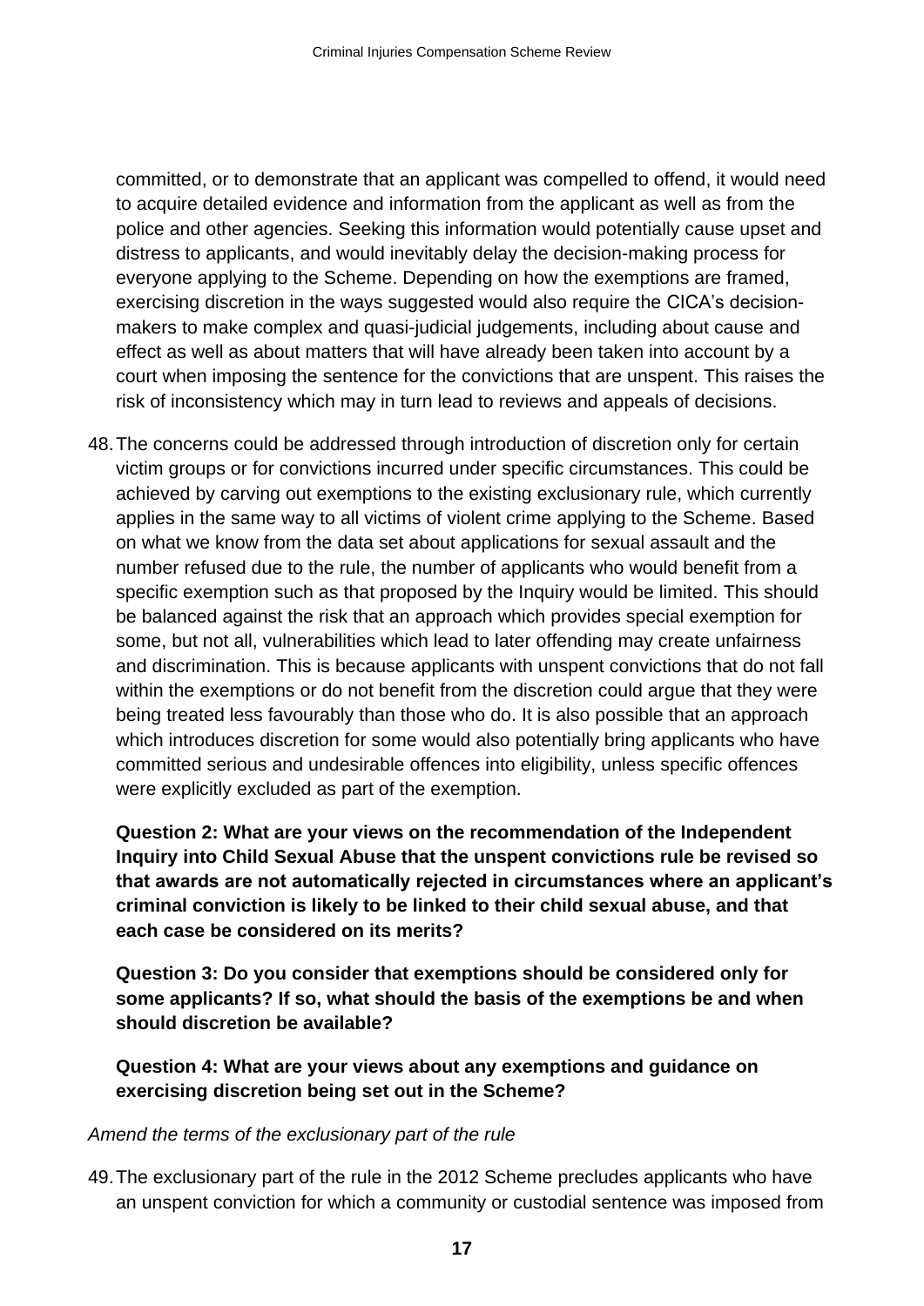committed, or to demonstrate that an applicant was compelled to offend, it would need to acquire detailed evidence and information from the applicant as well as from the police and other agencies. Seeking this information would potentially cause upset and distress to applicants, and would inevitably delay the decision-making process for everyone applying to the Scheme. Depending on how the exemptions are framed, exercising discretion in the ways suggested would also require the CICA's decision-makers to make complex and quasi-judicial judgements, including about cause and effect as well as about matters that will have already been taken into account by a court when imposing the sentence for the convictions that are unspent. This raises the risk of inconsistency which may in turn lead to reviews and appeals of decisions.

48. The concerns could be addressed through introduction of discretion only for certain victim groups or for convictions incurred under specific circumstances. This could be achieved by carving out exemptions to the existing exclusionary rule, which currently applies in the same way to all victims of violent crime applying to the Scheme. Based on what we know from the data set about applications for sexual assault and the number refused due to the rule, the number of applicants who would benefit from a specific exemption such as that proposed by the Inquiry would be limited. This should be balanced against the risk that an approach which provides special exemption for some, but not all, vulnerabilities which lead to later offending may create unfairness and discrimination. This is because applicants with unspent convictions that do not fall within the exemptions or do not benefit from the discretion could argue that they were being treated less favourably than those who do. It is also possible that an approach which introduces discretion for some would also potentially bring applicants who have committed serious and undesirable offences into eligibility, unless specific offences were explicitly excluded as part of the exemption.

**Question 2: What are your views on the recommendation of the Independent Inquiry into Child Sexual Abuse that the unspent convictions rule be revised so that awards are not automatically rejected in circumstances where an applicant's criminal conviction is likely to be linked to their child sexual abuse, and that each case be considered on its merits?**

**Question 3: Do you consider that exemptions should be considered only for some applicants? If so, what should the basis of the exemptions be and when should discretion be available?**

**Question 4: What are your views about any exemptions and guidance on exercising discretion being set out in the Scheme?**

*Amend the terms of the exclusionary part of the rule*

49. The exclusionary part of the rule in the 2012 Scheme precludes applicants who have an unspent conviction for which a community or custodial sentence was imposed from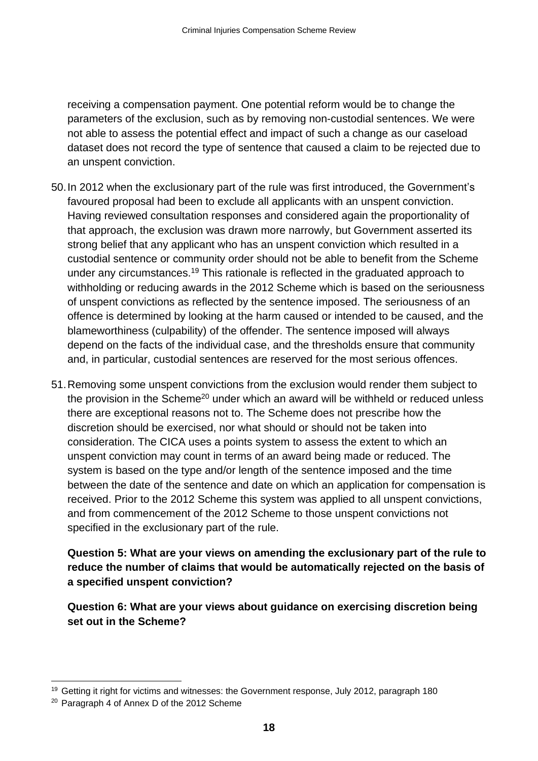receiving a compensation payment. One potential reform would be to change the parameters of the exclusion, such as by removing non-custodial sentences. We were not able to assess the potential effect and impact of such a change as our caseload dataset does not record the type of sentence that caused a claim to be rejected due to an unspent conviction.

50. In 2012 when the exclusionary part of the rule was first introduced, the Government's favoured proposal had been to exclude all applicants with an unspent conviction. Having reviewed consultation responses and considered again the proportionality of that approach, the exclusion was drawn more narrowly, but Government asserted its strong belief that any applicant who has an unspent conviction which resulted in a custodial sentence or community order should not be able to benefit from the Scheme under any circumstances.[19] This rationale is reflected in the graduated approach to withholding or reducing awards in the 2012 Scheme which is based on the seriousness of unspent convictions as reflected by the sentence imposed. The seriousness of an offence is determined by looking at the harm caused or intended to be caused, and the blameworthiness (culpability) of the offender. The sentence imposed will always depend on the facts of the individual case, and the thresholds ensure that community and, in particular, custodial sentences are reserved for the most serious offences.

51. Removing some unspent convictions from the exclusion would render them subject to the provision in the Scheme[20] under which an award will be withheld or reduced unless there are exceptional reasons not to. The Scheme does not prescribe how the discretion should be exercised, nor what should or should not be taken into consideration. The CICA uses a points system to assess the extent to which an unspent conviction may count in terms of an award being made or reduced. The system is based on the type and/or length of the sentence imposed and the time between the date of the sentence and date on which an application for compensation is received. Prior to the 2012 Scheme this system was applied to all unspent convictions, and from commencement of the 2012 Scheme to those unspent convictions not specified in the exclusionary part of the rule.

**Question 5: What are your views on amending the exclusionary part of the rule to reduce the number of claims that would be automatically rejected on the basis of a specified unspent conviction?**

**Question 6: What are your views about guidance on exercising discretion being set out in the Scheme?**

---

[19] Getting it right for victims and witnesses: the Government response, July 2012, paragraph 180

[20] Paragraph 4 of Annex D of the 2012 Scheme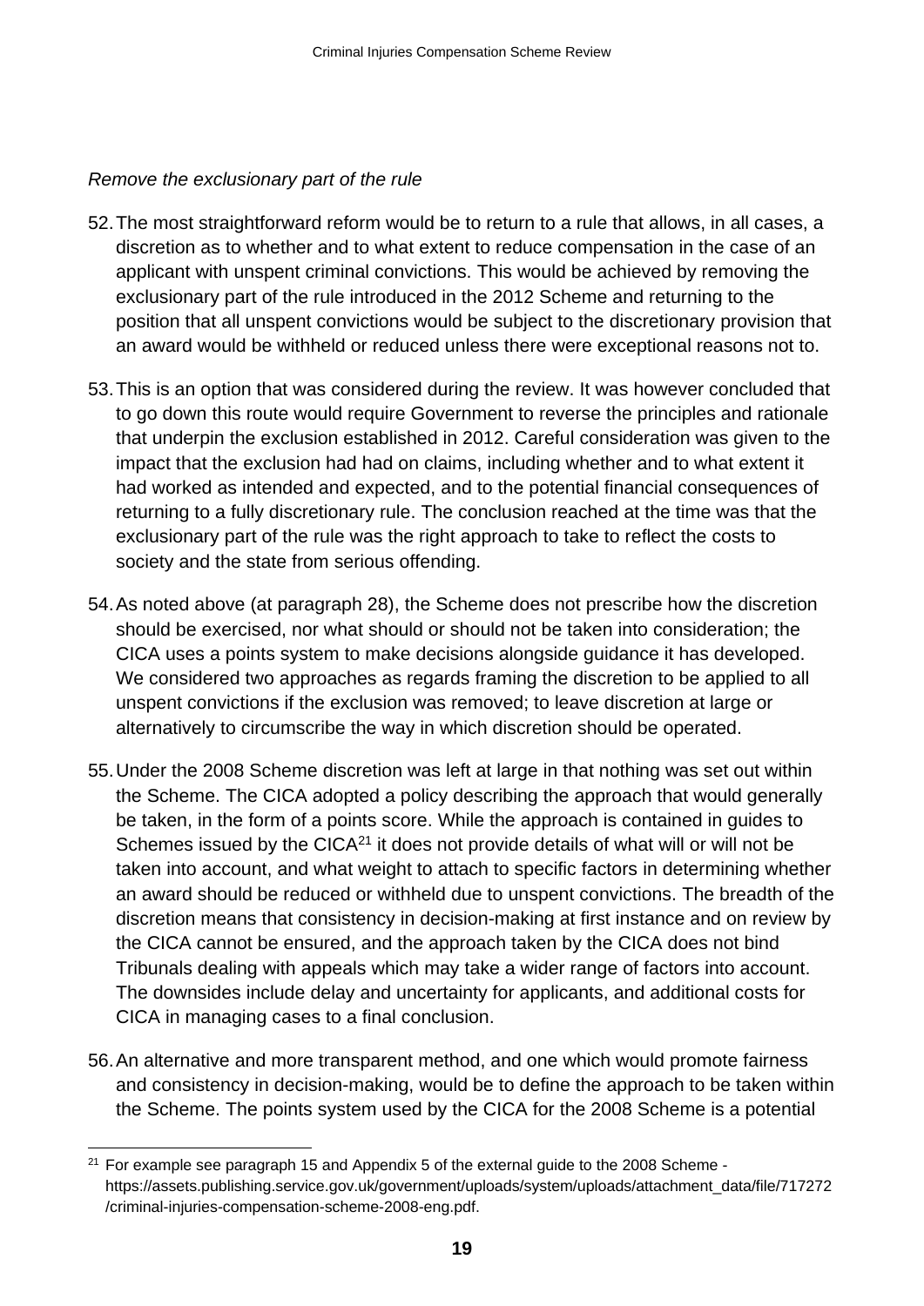*Remove the exclusionary part of the rule*

52. The most straightforward reform would be to return to a rule that allows, in all cases, a discretion as to whether and to what extent to reduce compensation in the case of an applicant with unspent criminal convictions. This would be achieved by removing the exclusionary part of the rule introduced in the 2012 Scheme and returning to the position that all unspent convictions would be subject to the discretionary provision that an award would be withheld or reduced unless there were exceptional reasons not to.

53. This is an option that was considered during the review. It was however concluded that to go down this route would require Government to reverse the principles and rationale that underpin the exclusion established in 2012. Careful consideration was given to the impact that the exclusion had had on claims, including whether and to what extent it had worked as intended and expected, and to the potential financial consequences of returning to a fully discretionary rule. The conclusion reached at the time was that the exclusionary part of the rule was the right approach to take to reflect the costs to society and the state from serious offending.

54. As noted above (at paragraph 28), the Scheme does not prescribe how the discretion should be exercised, nor what should or should not be taken into consideration; the CICA uses a points system to make decisions alongside guidance it has developed. We considered two approaches as regards framing the discretion to be applied to all unspent convictions if the exclusion was removed; to leave discretion at large or alternatively to circumscribe the way in which discretion should be operated.

55. Under the 2008 Scheme discretion was left at large in that nothing was set out within the Scheme. The CICA adopted a policy describing the approach that would generally be taken, in the form of a points score. While the approach is contained in guides to Schemes issued by the CICA[21] it does not provide details of what will or will not be taken into account, and what weight to attach to specific factors in determining whether an award should be reduced or withheld due to unspent convictions. The breadth of the discretion means that consistency in decision-making at first instance and on review by the CICA cannot be ensured, and the approach taken by the CICA does not bind Tribunals dealing with appeals which may take a wider range of factors into account. The downsides include delay and uncertainty for applicants, and additional costs for CICA in managing cases to a final conclusion.

56. An alternative and more transparent method, and one which would promote fairness and consistency in decision-making, would be to define the approach to be taken within the Scheme. The points system used by the CICA for the 2008 Scheme is a potential

---

[21] For example see paragraph 15 and Appendix 5 of the external guide to the 2008 Scheme - https://assets.publishing.service.gov.uk/government/uploads/system/uploads/attachment_data/file/717272/criminal-injuries-compensation-scheme-2008-eng.pdf.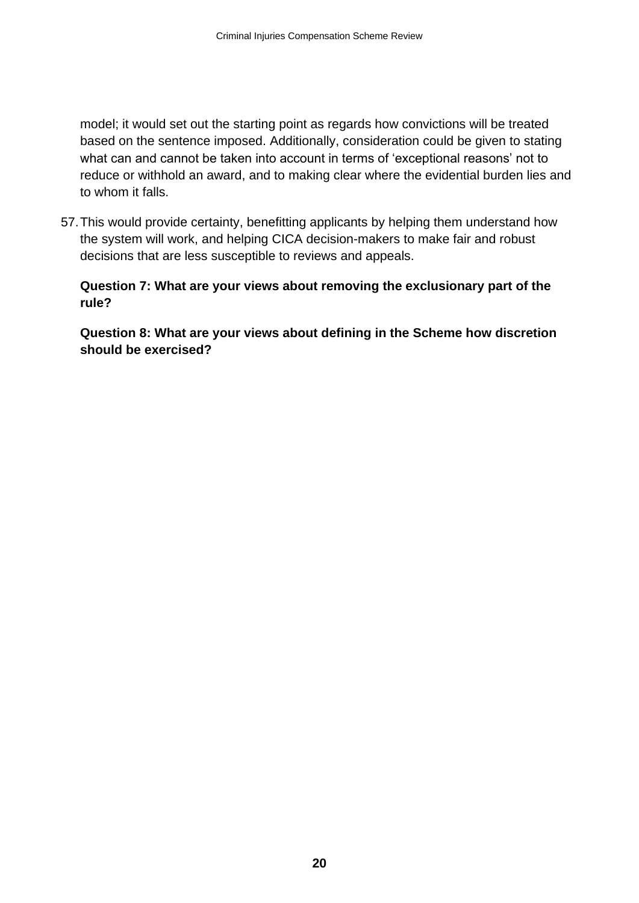model; it would set out the starting point as regards how convictions will be treated based on the sentence imposed. Additionally, consideration could be given to stating what can and cannot be taken into account in terms of 'exceptional reasons' not to reduce or withhold an award, and to making clear where the evidential burden lies and to whom it falls.

57. This would provide certainty, benefitting applicants by helping them understand how the system will work, and helping CICA decision-makers to make fair and robust decisions that are less susceptible to reviews and appeals.

**Question 7: What are your views about removing the exclusionary part of the rule?**

**Question 8: What are your views about defining in the Scheme how discretion should be exercised?**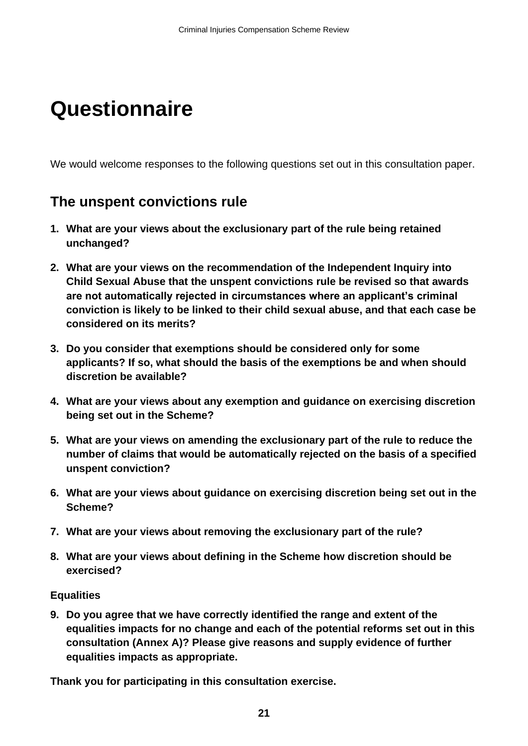# Questionnaire

We would welcome responses to the following questions set out in this consultation paper.

## The unspent convictions rule

1. **What are your views about the exclusionary part of the rule being retained unchanged?**
2. **What are your views on the recommendation of the Independent Inquiry into Child Sexual Abuse that the unspent convictions rule be revised so that awards are not automatically rejected in circumstances where an applicant's criminal conviction is likely to be linked to their child sexual abuse, and that each case be considered on its merits?**
3. **Do you consider that exemptions should be considered only for some applicants? If so, what should the basis of the exemptions be and when should discretion be available?**
4. **What are your views about any exemption and guidance on exercising discretion being set out in the Scheme?**
5. **What are your views on amending the exclusionary part of the rule to reduce the number of claims that would be automatically rejected on the basis of a specified unspent conviction?**
6. **What are your views about guidance on exercising discretion being set out in the Scheme?**
7. **What are your views about removing the exclusionary part of the rule?**
8. **What are your views about defining in the Scheme how discretion should be exercised?**

**Equalities**

9. **Do you agree that we have correctly identified the range and extent of the equalities impacts for no change and each of the potential reforms set out in this consultation (Annex A)? Please give reasons and supply evidence of further equalities impacts as appropriate.**

**Thank you for participating in this consultation exercise.**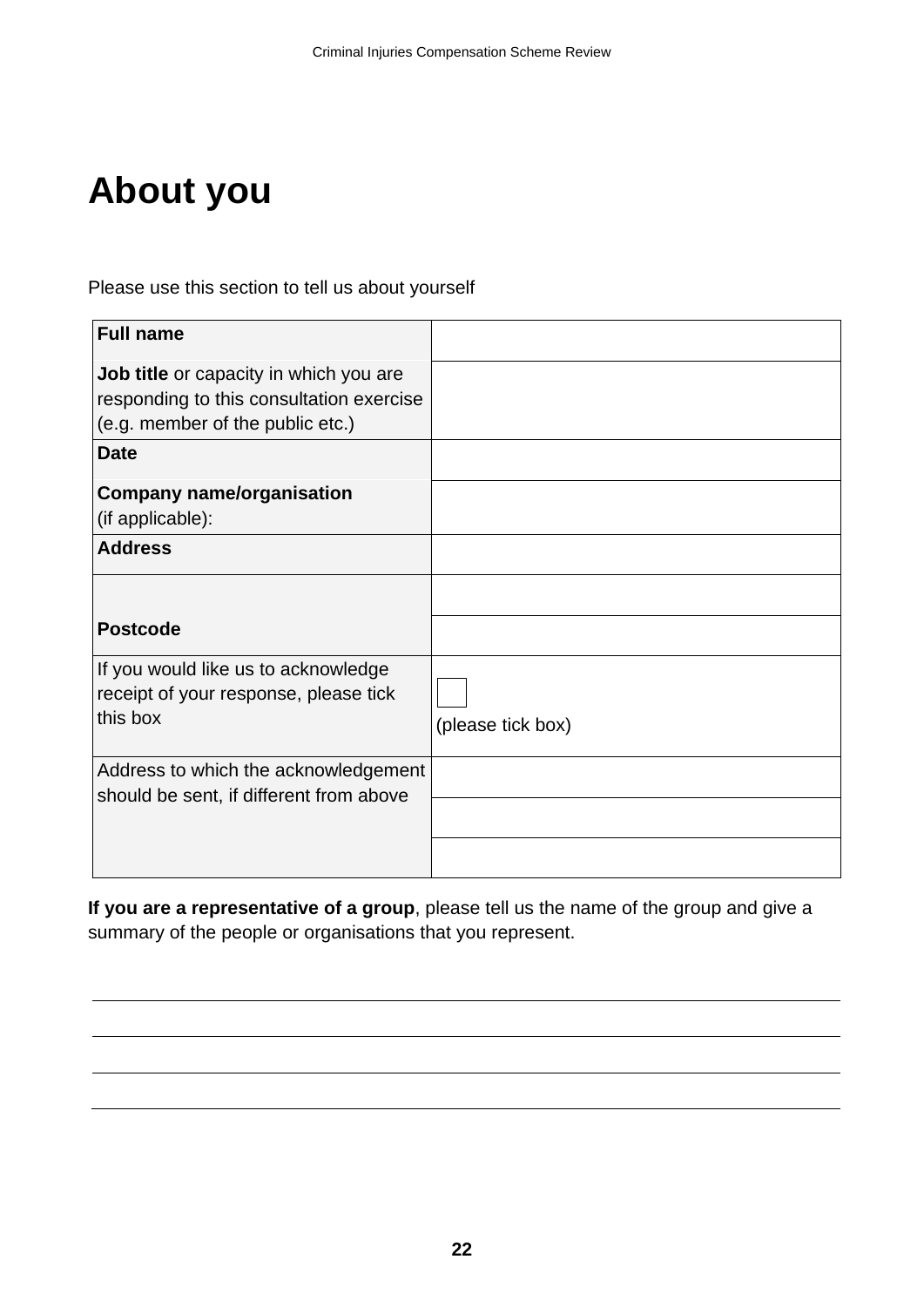# About you

Please use this section to tell us about yourself

| | |
|---|---|
| **Full name** | |
| **Job title** or capacity in which you are responding to this consultation exercise (e.g. member of the public etc.) | |
| **Date** | |
| **Company name/organisation** (if applicable): | |
| **Address** | |
| | |
| **Postcode** | |
| If you would like us to acknowledge receipt of your response, please tick this box | ☐ (please tick box) |
| Address to which the acknowledgement should be sent, if different from above | |
| | |
| | |

**If you are a representative of a group**, please tell us the name of the group and give a summary of the people or organisations that you represent.

---

---

---

---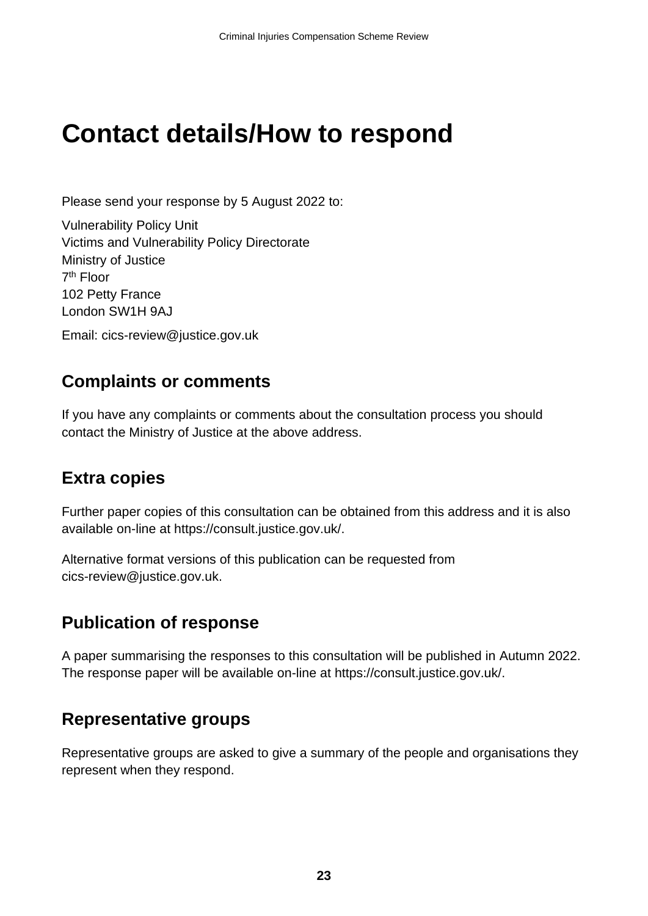# Contact details/How to respond

Please send your response by 5 August 2022 to:

Vulnerability Policy Unit
Victims and Vulnerability Policy Directorate
Ministry of Justice
7th Floor
102 Petty France
London SW1H 9AJ

Email: cics-review@justice.gov.uk

## Complaints or comments

If you have any complaints or comments about the consultation process you should contact the Ministry of Justice at the above address.

## Extra copies

Further paper copies of this consultation can be obtained from this address and it is also available on-line at https://consult.justice.gov.uk/.

Alternative format versions of this publication can be requested from cics-review@justice.gov.uk.

## Publication of response

A paper summarising the responses to this consultation will be published in Autumn 2022. The response paper will be available on-line at https://consult.justice.gov.uk/.

## Representative groups

Representative groups are asked to give a summary of the people and organisations they represent when they respond.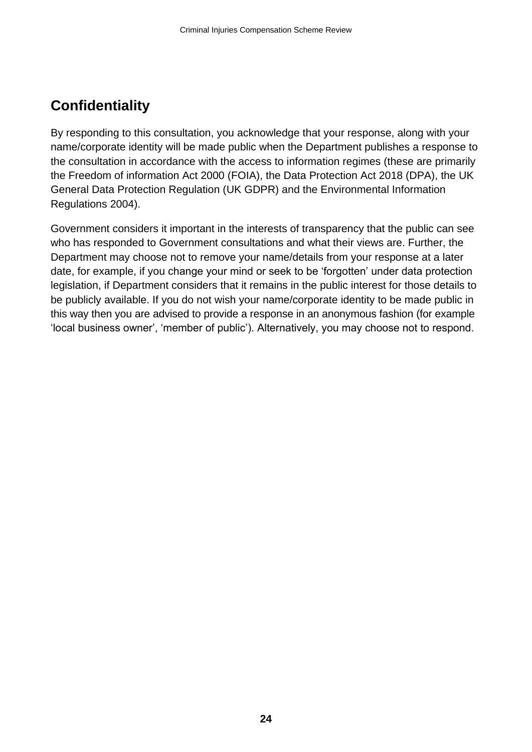## Confidentiality

By responding to this consultation, you acknowledge that your response, along with your name/corporate identity will be made public when the Department publishes a response to the consultation in accordance with the access to information regimes (these are primarily the Freedom of information Act 2000 (FOIA), the Data Protection Act 2018 (DPA), the UK General Data Protection Regulation (UK GDPR) and the Environmental Information Regulations 2004).

Government considers it important in the interests of transparency that the public can see who has responded to Government consultations and what their views are. Further, the Department may choose not to remove your name/details from your response at a later date, for example, if you change your mind or seek to be 'forgotten' under data protection legislation, if Department considers that it remains in the public interest for those details to be publicly available. If you do not wish your name/corporate identity to be made public in this way then you are advised to provide a response in an anonymous fashion (for example 'local business owner', 'member of public'). Alternatively, you may choose not to respond.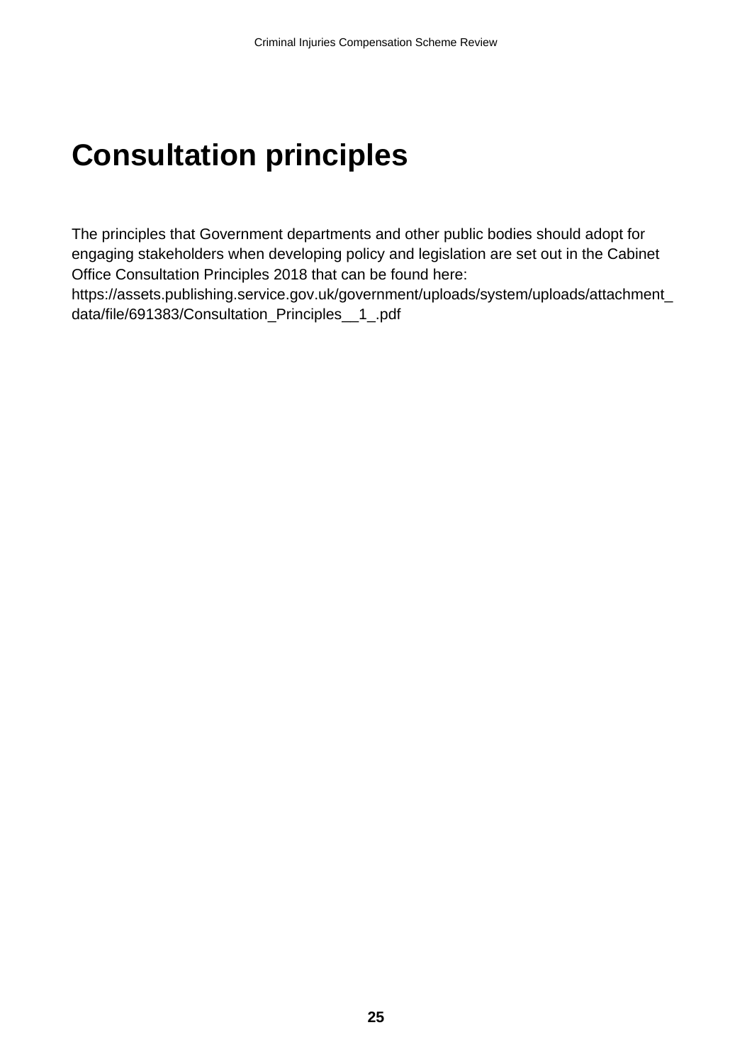# Consultation principles

The principles that Government departments and other public bodies should adopt for engaging stakeholders when developing policy and legislation are set out in the Cabinet Office Consultation Principles 2018 that can be found here: https://assets.publishing.service.gov.uk/government/uploads/system/uploads/attachment_data/file/691383/Consultation_Principles__1_.pdf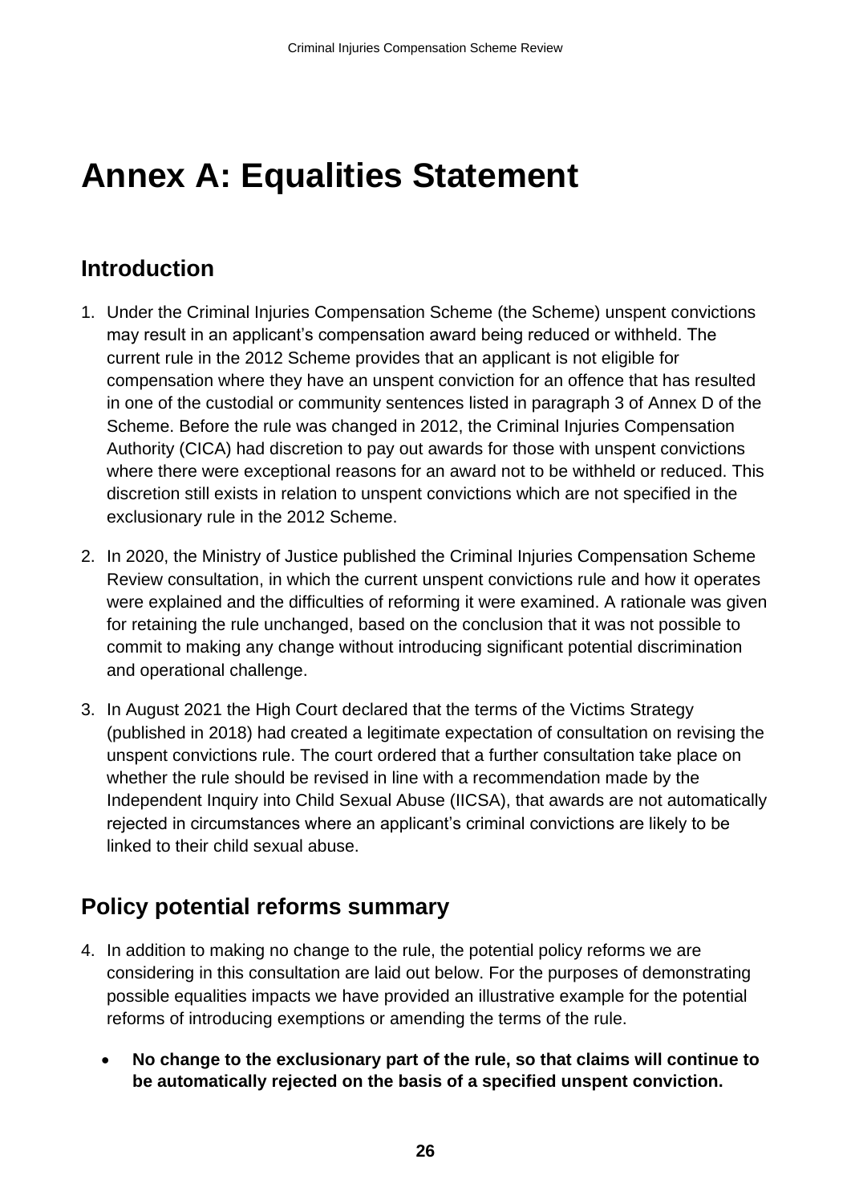# Annex A: Equalities Statement

## Introduction

1. Under the Criminal Injuries Compensation Scheme (the Scheme) unspent convictions may result in an applicant's compensation award being reduced or withheld. The current rule in the 2012 Scheme provides that an applicant is not eligible for compensation where they have an unspent conviction for an offence that has resulted in one of the custodial or community sentences listed in paragraph 3 of Annex D of the Scheme. Before the rule was changed in 2012, the Criminal Injuries Compensation Authority (CICA) had discretion to pay out awards for those with unspent convictions where there were exceptional reasons for an award not to be withheld or reduced. This discretion still exists in relation to unspent convictions which are not specified in the exclusionary rule in the 2012 Scheme.

2. In 2020, the Ministry of Justice published the Criminal Injuries Compensation Scheme Review consultation, in which the current unspent convictions rule and how it operates were explained and the difficulties of reforming it were examined. A rationale was given for retaining the rule unchanged, based on the conclusion that it was not possible to commit to making any change without introducing significant potential discrimination and operational challenge.

3. In August 2021 the High Court declared that the terms of the Victims Strategy (published in 2018) had created a legitimate expectation of consultation on revising the unspent convictions rule. The court ordered that a further consultation take place on whether the rule should be revised in line with a recommendation made by the Independent Inquiry into Child Sexual Abuse (IICSA), that awards are not automatically rejected in circumstances where an applicant's criminal convictions are likely to be linked to their child sexual abuse.

## Policy potential reforms summary

4. In addition to making no change to the rule, the potential policy reforms we are considering in this consultation are laid out below. For the purposes of demonstrating possible equalities impacts we have provided an illustrative example for the potential reforms of introducing exemptions or amending the terms of the rule.

   - **No change to the exclusionary part of the rule, so that claims will continue to be automatically rejected on the basis of a specified unspent conviction.**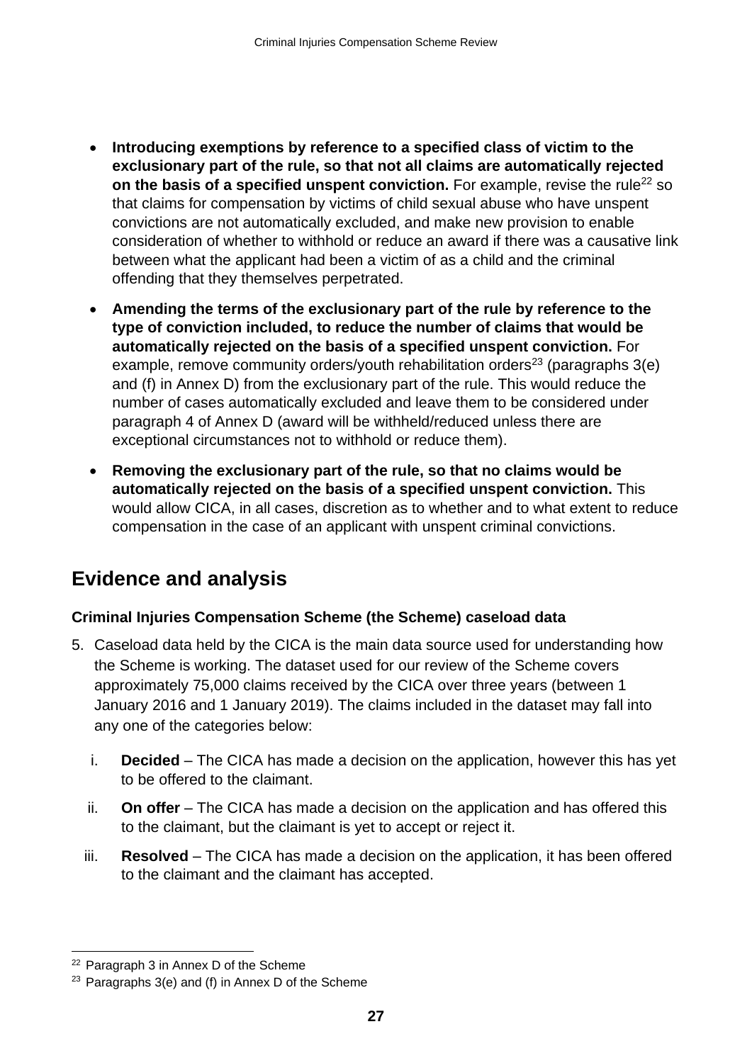- **Introducing exemptions by reference to a specified class of victim to the exclusionary part of the rule, so that not all claims are automatically rejected on the basis of a specified unspent conviction.** For example, revise the rule[22] so that claims for compensation by victims of child sexual abuse who have unspent convictions are not automatically excluded, and make new provision to enable consideration of whether to withhold or reduce an award if there was a causative link between what the applicant had been a victim of as a child and the criminal offending that they themselves perpetrated.
- **Amending the terms of the exclusionary part of the rule by reference to the type of conviction included, to reduce the number of claims that would be automatically rejected on the basis of a specified unspent conviction.** For example, remove community orders/youth rehabilitation orders[23] (paragraphs 3(e) and (f) in Annex D) from the exclusionary part of the rule. This would reduce the number of cases automatically excluded and leave them to be considered under paragraph 4 of Annex D (award will be withheld/reduced unless there are exceptional circumstances not to withhold or reduce them).
- **Removing the exclusionary part of the rule, so that no claims would be automatically rejected on the basis of a specified unspent conviction.** This would allow CICA, in all cases, discretion as to whether and to what extent to reduce compensation in the case of an applicant with unspent criminal convictions.

## Evidence and analysis

### Criminal Injuries Compensation Scheme (the Scheme) caseload data

5. Caseload data held by the CICA is the main data source used for understanding how the Scheme is working. The dataset used for our review of the Scheme covers approximately 75,000 claims received by the CICA over three years (between 1 January 2016 and 1 January 2019). The claims included in the dataset may fall into any one of the categories below:

   i. **Decided** – The CICA has made a decision on the application, however this has yet to be offered to the claimant.

   ii. **On offer** – The CICA has made a decision on the application and has offered this to the claimant, but the claimant is yet to accept or reject it.

   iii. **Resolved** – The CICA has made a decision on the application, it has been offered to the claimant and the claimant has accepted.

---

[22] Paragraph 3 in Annex D of the Scheme

[23] Paragraphs 3(e) and (f) in Annex D of the Scheme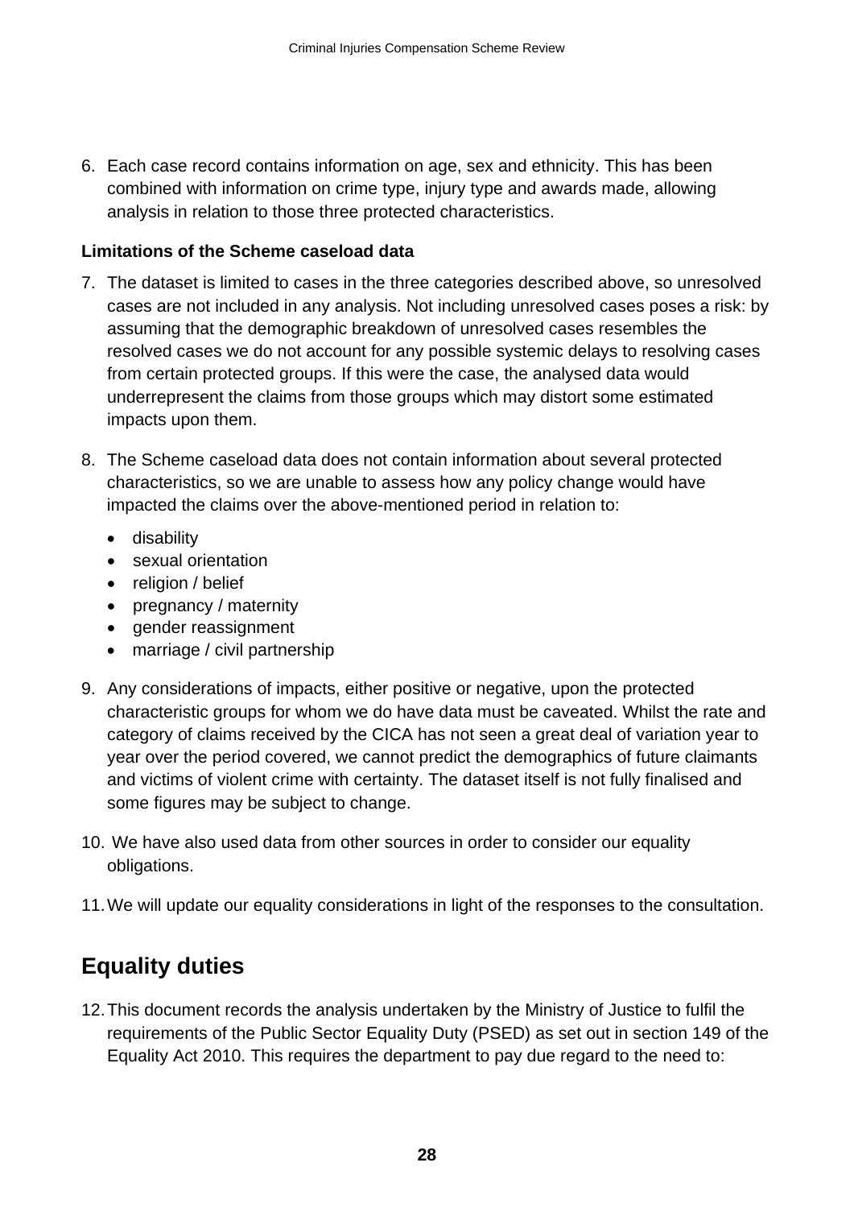6. Each case record contains information on age, sex and ethnicity. This has been combined with information on crime type, injury type and awards made, allowing analysis in relation to those three protected characteristics.

**Limitations of the Scheme caseload data**

7. The dataset is limited to cases in the three categories described above, so unresolved cases are not included in any analysis. Not including unresolved cases poses a risk: by assuming that the demographic breakdown of unresolved cases resembles the resolved cases we do not account for any possible systemic delays to resolving cases from certain protected groups. If this were the case, the analysed data would underrepresent the claims from those groups which may distort some estimated impacts upon them.

8. The Scheme caseload data does not contain information about several protected characteristics, so we are unable to assess how any policy change would have impacted the claims over the above-mentioned period in relation to:
   - disability
   - sexual orientation
   - religion / belief
   - pregnancy / maternity
   - gender reassignment
   - marriage / civil partnership

9. Any considerations of impacts, either positive or negative, upon the protected characteristic groups for whom we do have data must be caveated. Whilst the rate and category of claims received by the CICA has not seen a great deal of variation year to year over the period covered, we cannot predict the demographics of future claimants and victims of violent crime with certainty. The dataset itself is not fully finalised and some figures may be subject to change.

10. We have also used data from other sources in order to consider our equality obligations.

11. We will update our equality considerations in light of the responses to the consultation.

## Equality duties

12. This document records the analysis undertaken by the Ministry of Justice to fulfil the requirements of the Public Sector Equality Duty (PSED) as set out in section 149 of the Equality Act 2010. This requires the department to pay due regard to the need to: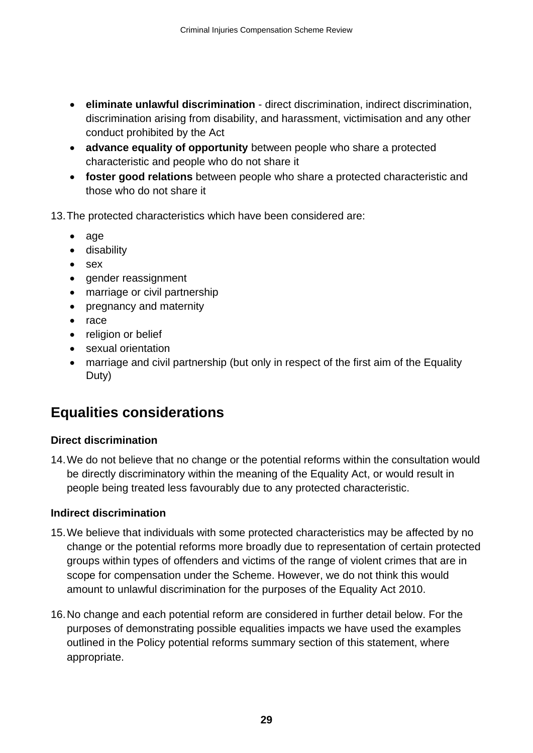- **eliminate unlawful discrimination** - direct discrimination, indirect discrimination, discrimination arising from disability, and harassment, victimisation and any other conduct prohibited by the Act
- **advance equality of opportunity** between people who share a protected characteristic and people who do not share it
- **foster good relations** between people who share a protected characteristic and those who do not share it

13. The protected characteristics which have been considered are:

- age
- disability
- sex
- gender reassignment
- marriage or civil partnership
- pregnancy and maternity
- race
- religion or belief
- sexual orientation
- marriage and civil partnership (but only in respect of the first aim of the Equality Duty)

## Equalities considerations

### Direct discrimination

14. We do not believe that no change or the potential reforms within the consultation would be directly discriminatory within the meaning of the Equality Act, or would result in people being treated less favourably due to any protected characteristic.

### Indirect discrimination

15. We believe that individuals with some protected characteristics may be affected by no change or the potential reforms more broadly due to representation of certain protected groups within types of offenders and victims of the range of violent crimes that are in scope for compensation under the Scheme. However, we do not think this would amount to unlawful discrimination for the purposes of the Equality Act 2010.

16. No change and each potential reform are considered in further detail below. For the purposes of demonstrating possible equalities impacts we have used the examples outlined in the Policy potential reforms summary section of this statement, where appropriate.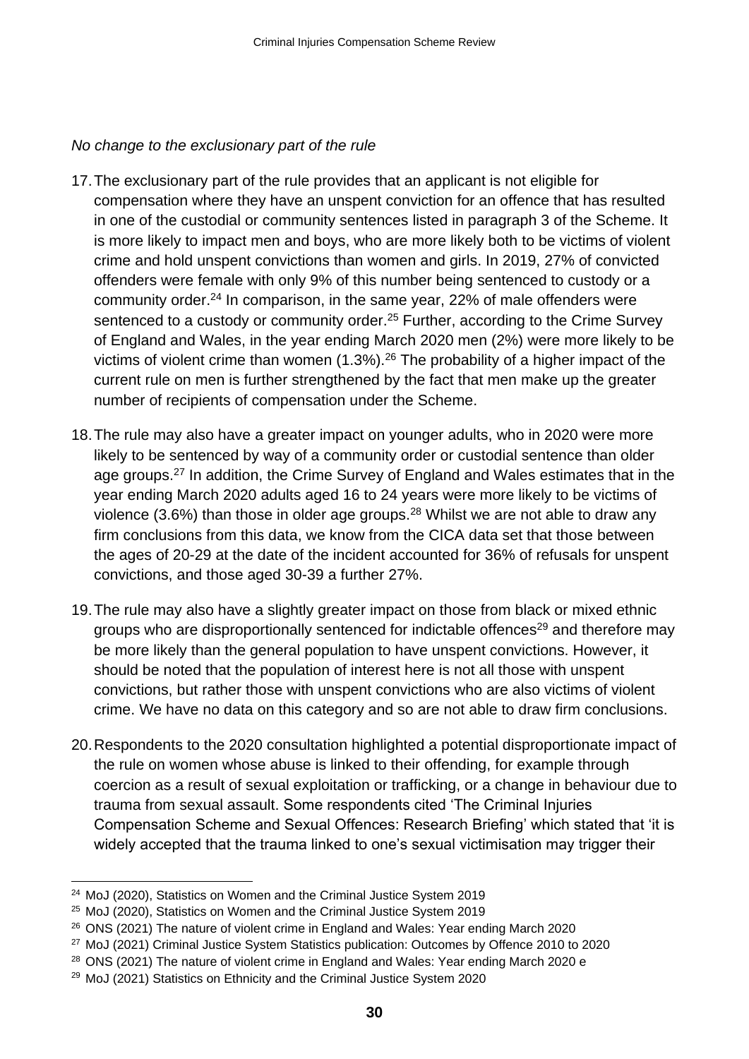*No change to the exclusionary part of the rule*

17. The exclusionary part of the rule provides that an applicant is not eligible for compensation where they have an unspent conviction for an offence that has resulted in one of the custodial or community sentences listed in paragraph 3 of the Scheme. It is more likely to impact men and boys, who are more likely both to be victims of violent crime and hold unspent convictions than women and girls. In 2019, 27% of convicted offenders were female with only 9% of this number being sentenced to custody or a community order.[24] In comparison, in the same year, 22% of male offenders were sentenced to a custody or community order.[25] Further, according to the Crime Survey of England and Wales, in the year ending March 2020 men (2%) were more likely to be victims of violent crime than women (1.3%).[26] The probability of a higher impact of the current rule on men is further strengthened by the fact that men make up the greater number of recipients of compensation under the Scheme.

18. The rule may also have a greater impact on younger adults, who in 2020 were more likely to be sentenced by way of a community order or custodial sentence than older age groups.[27] In addition, the Crime Survey of England and Wales estimates that in the year ending March 2020 adults aged 16 to 24 years were more likely to be victims of violence (3.6%) than those in older age groups.[28] Whilst we are not able to draw any firm conclusions from this data, we know from the CICA data set that those between the ages of 20-29 at the date of the incident accounted for 36% of refusals for unspent convictions, and those aged 30-39 a further 27%.

19. The rule may also have a slightly greater impact on those from black or mixed ethnic groups who are disproportionally sentenced for indictable offences[29] and therefore may be more likely than the general population to have unspent convictions. However, it should be noted that the population of interest here is not all those with unspent convictions, but rather those with unspent convictions who are also victims of violent crime. We have no data on this category and so are not able to draw firm conclusions.

20. Respondents to the 2020 consultation highlighted a potential disproportionate impact of the rule on women whose abuse is linked to their offending, for example through coercion as a result of sexual exploitation or trafficking, or a change in behaviour due to trauma from sexual assault. Some respondents cited 'The Criminal Injuries Compensation Scheme and Sexual Offences: Research Briefing' which stated that 'it is widely accepted that the trauma linked to one's sexual victimisation may trigger their

---

[24] MoJ (2020), Statistics on Women and the Criminal Justice System 2019

[25] MoJ (2020), Statistics on Women and the Criminal Justice System 2019

[26] ONS (2021) The nature of violent crime in England and Wales: Year ending March 2020

[27] MoJ (2021) Criminal Justice System Statistics publication: Outcomes by Offence 2010 to 2020

[28] ONS (2021) The nature of violent crime in England and Wales: Year ending March 2020 e

[29] MoJ (2021) Statistics on Ethnicity and the Criminal Justice System 2020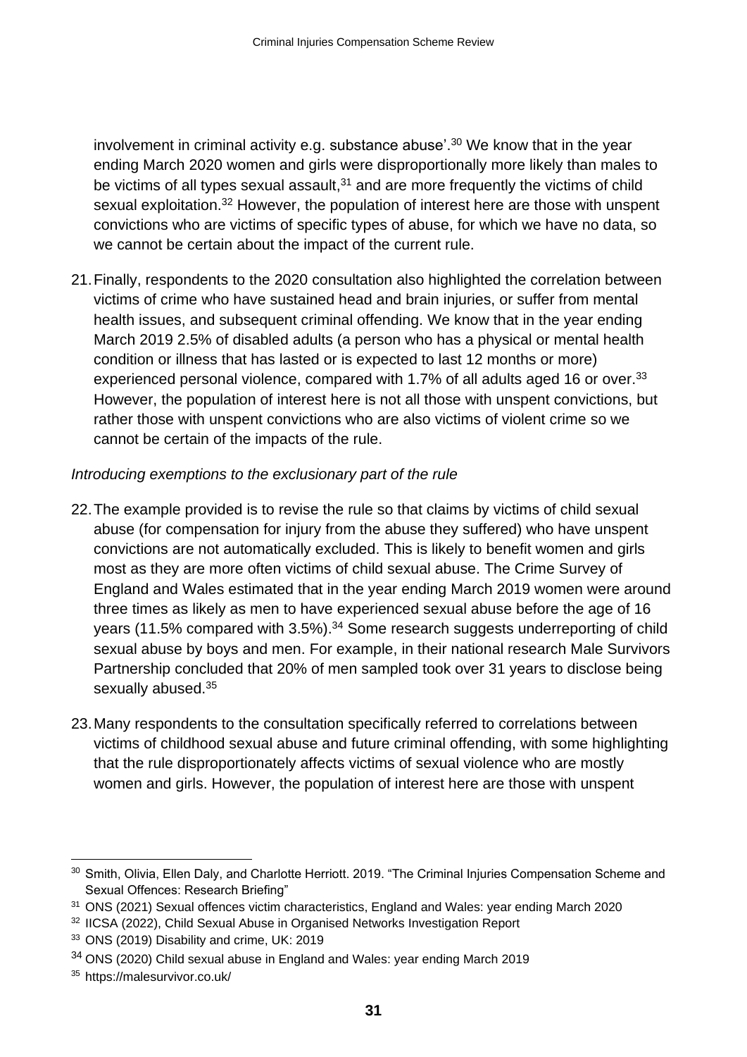involvement in criminal activity e.g. substance abuse'.[30] We know that in the year ending March 2020 women and girls were disproportionally more likely than males to be victims of all types sexual assault,[31] and are more frequently the victims of child sexual exploitation.[32] However, the population of interest here are those with unspent convictions who are victims of specific types of abuse, for which we have no data, so we cannot be certain about the impact of the current rule.

21. Finally, respondents to the 2020 consultation also highlighted the correlation between victims of crime who have sustained head and brain injuries, or suffer from mental health issues, and subsequent criminal offending. We know that in the year ending March 2019 2.5% of disabled adults (a person who has a physical or mental health condition or illness that has lasted or is expected to last 12 months or more) experienced personal violence, compared with 1.7% of all adults aged 16 or over.[33] However, the population of interest here is not all those with unspent convictions, but rather those with unspent convictions who are also victims of violent crime so we cannot be certain of the impacts of the rule.

*Introducing exemptions to the exclusionary part of the rule*

22. The example provided is to revise the rule so that claims by victims of child sexual abuse (for compensation for injury from the abuse they suffered) who have unspent convictions are not automatically excluded. This is likely to benefit women and girls most as they are more often victims of child sexual abuse. The Crime Survey of England and Wales estimated that in the year ending March 2019 women were around three times as likely as men to have experienced sexual abuse before the age of 16 years (11.5% compared with 3.5%).[34] Some research suggests underreporting of child sexual abuse by boys and men. For example, in their national research Male Survivors Partnership concluded that 20% of men sampled took over 31 years to disclose being sexually abused.[35]

23. Many respondents to the consultation specifically referred to correlations between victims of childhood sexual abuse and future criminal offending, with some highlighting that the rule disproportionately affects victims of sexual violence who are mostly women and girls. However, the population of interest here are those with unspent

---

[30] Smith, Olivia, Ellen Daly, and Charlotte Herriott. 2019. "The Criminal Injuries Compensation Scheme and Sexual Offences: Research Briefing"

[31] ONS (2021) Sexual offences victim characteristics, England and Wales: year ending March 2020

[32] IICSA (2022), Child Sexual Abuse in Organised Networks Investigation Report

[33] ONS (2019) Disability and crime, UK: 2019

[34] ONS (2020) Child sexual abuse in England and Wales: year ending March 2019

[35] https://malesurvivor.co.uk/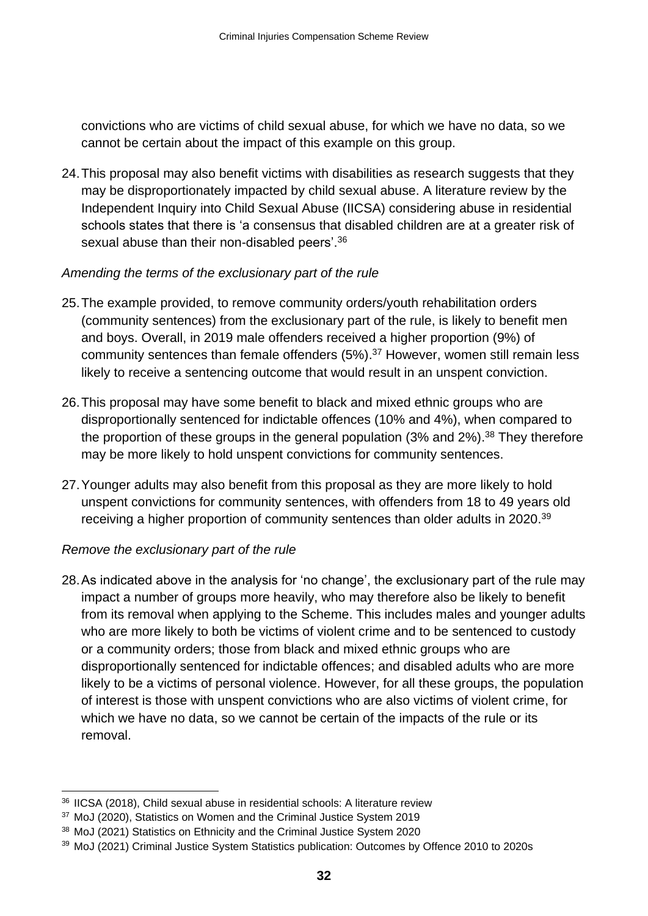convictions who are victims of child sexual abuse, for which we have no data, so we cannot be certain about the impact of this example on this group.

24. This proposal may also benefit victims with disabilities as research suggests that they may be disproportionately impacted by child sexual abuse. A literature review by the Independent Inquiry into Child Sexual Abuse (IICSA) considering abuse in residential schools states that there is 'a consensus that disabled children are at a greater risk of sexual abuse than their non-disabled peers'.[36]

*Amending the terms of the exclusionary part of the rule*

25. The example provided, to remove community orders/youth rehabilitation orders (community sentences) from the exclusionary part of the rule, is likely to benefit men and boys. Overall, in 2019 male offenders received a higher proportion (9%) of community sentences than female offenders (5%).[37] However, women still remain less likely to receive a sentencing outcome that would result in an unspent conviction.

26. This proposal may have some benefit to black and mixed ethnic groups who are disproportionally sentenced for indictable offences (10% and 4%), when compared to the proportion of these groups in the general population (3% and 2%).[38] They therefore may be more likely to hold unspent convictions for community sentences.

27. Younger adults may also benefit from this proposal as they are more likely to hold unspent convictions for community sentences, with offenders from 18 to 49 years old receiving a higher proportion of community sentences than older adults in 2020.[39]

*Remove the exclusionary part of the rule*

28. As indicated above in the analysis for 'no change', the exclusionary part of the rule may impact a number of groups more heavily, who may therefore also be likely to benefit from its removal when applying to the Scheme. This includes males and younger adults who are more likely to both be victims of violent crime and to be sentenced to custody or a community orders; those from black and mixed ethnic groups who are disproportionally sentenced for indictable offences; and disabled adults who are more likely to be a victims of personal violence. However, for all these groups, the population of interest is those with unspent convictions who are also victims of violent crime, for which we have no data, so we cannot be certain of the impacts of the rule or its removal.

---

[36] IICSA (2018), Child sexual abuse in residential schools: A literature review

[37] MoJ (2020), Statistics on Women and the Criminal Justice System 2019

[38] MoJ (2021) Statistics on Ethnicity and the Criminal Justice System 2020

[39] MoJ (2021) Criminal Justice System Statistics publication: Outcomes by Offence 2010 to 2020s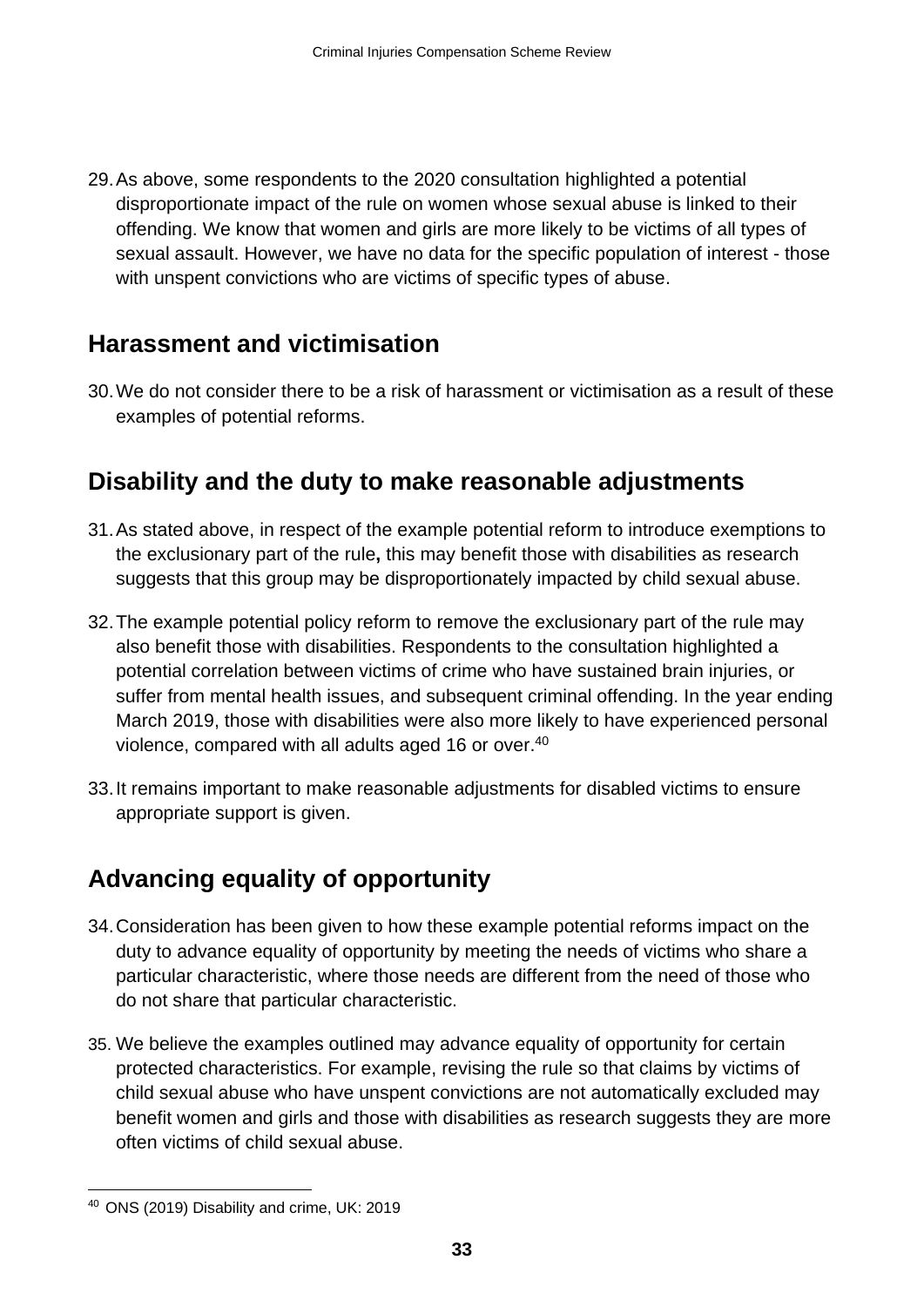29. As above, some respondents to the 2020 consultation highlighted a potential disproportionate impact of the rule on women whose sexual abuse is linked to their offending. We know that women and girls are more likely to be victims of all types of sexual assault. However, we have no data for the specific population of interest - those with unspent convictions who are victims of specific types of abuse.

## Harassment and victimisation

30. We do not consider there to be a risk of harassment or victimisation as a result of these examples of potential reforms.

## Disability and the duty to make reasonable adjustments

31. As stated above, in respect of the example potential reform to introduce exemptions to the exclusionary part of the rule**,** this may benefit those with disabilities as research suggests that this group may be disproportionately impacted by child sexual abuse.

32. The example potential policy reform to remove the exclusionary part of the rule may also benefit those with disabilities. Respondents to the consultation highlighted a potential correlation between victims of crime who have sustained brain injuries, or suffer from mental health issues, and subsequent criminal offending. In the year ending March 2019, those with disabilities were also more likely to have experienced personal violence, compared with all adults aged 16 or over.[40]

33. It remains important to make reasonable adjustments for disabled victims to ensure appropriate support is given.

## Advancing equality of opportunity

34. Consideration has been given to how these example potential reforms impact on the duty to advance equality of opportunity by meeting the needs of victims who share a particular characteristic, where those needs are different from the need of those who do not share that particular characteristic.

35. We believe the examples outlined may advance equality of opportunity for certain protected characteristics. For example, revising the rule so that claims by victims of child sexual abuse who have unspent convictions are not automatically excluded may benefit women and girls and those with disabilities as research suggests they are more often victims of child sexual abuse.

---

[40] ONS (2019) Disability and crime, UK: 2019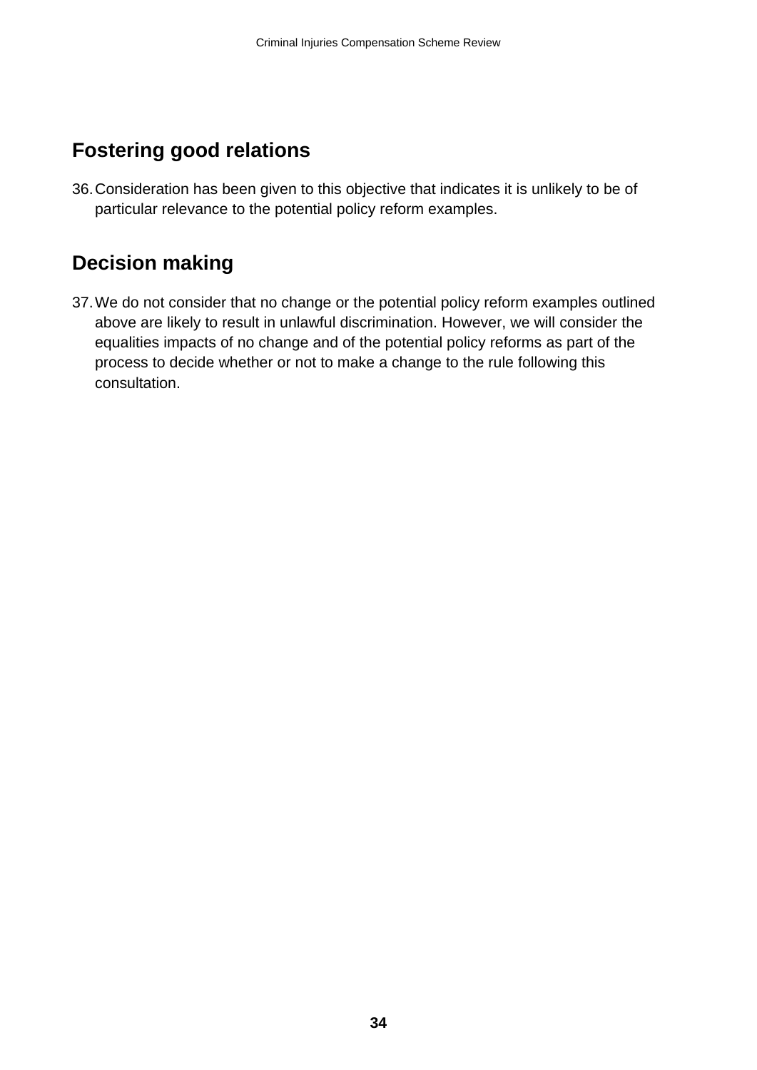## Fostering good relations

36. Consideration has been given to this objective that indicates it is unlikely to be of particular relevance to the potential policy reform examples.

## Decision making

37. We do not consider that no change or the potential policy reform examples outlined above are likely to result in unlawful discrimination. However, we will consider the equalities impacts of no change and of the potential policy reforms as part of the process to decide whether or not to make a change to the rule following this consultation.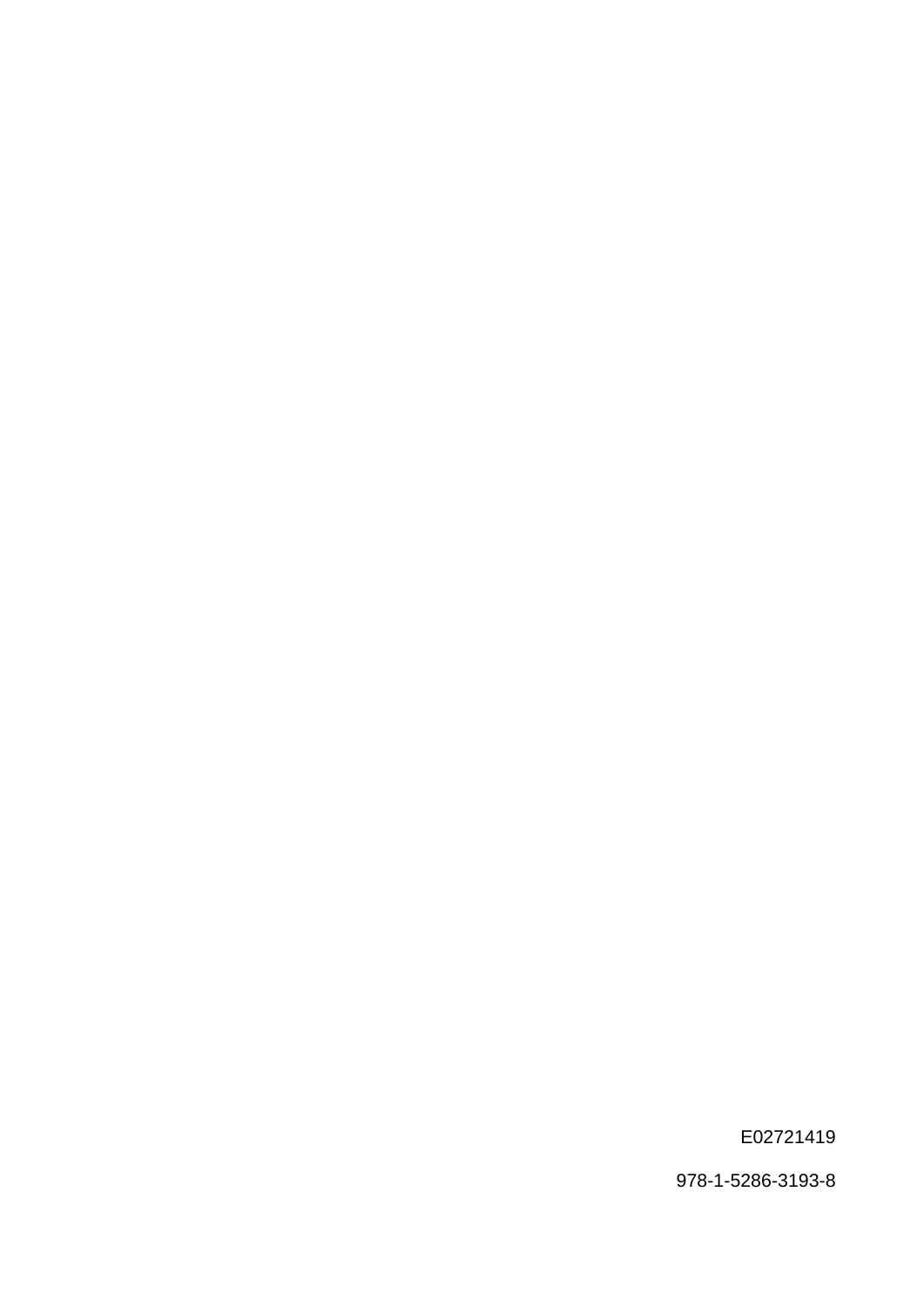E02721419

978-1-5286-3193-8